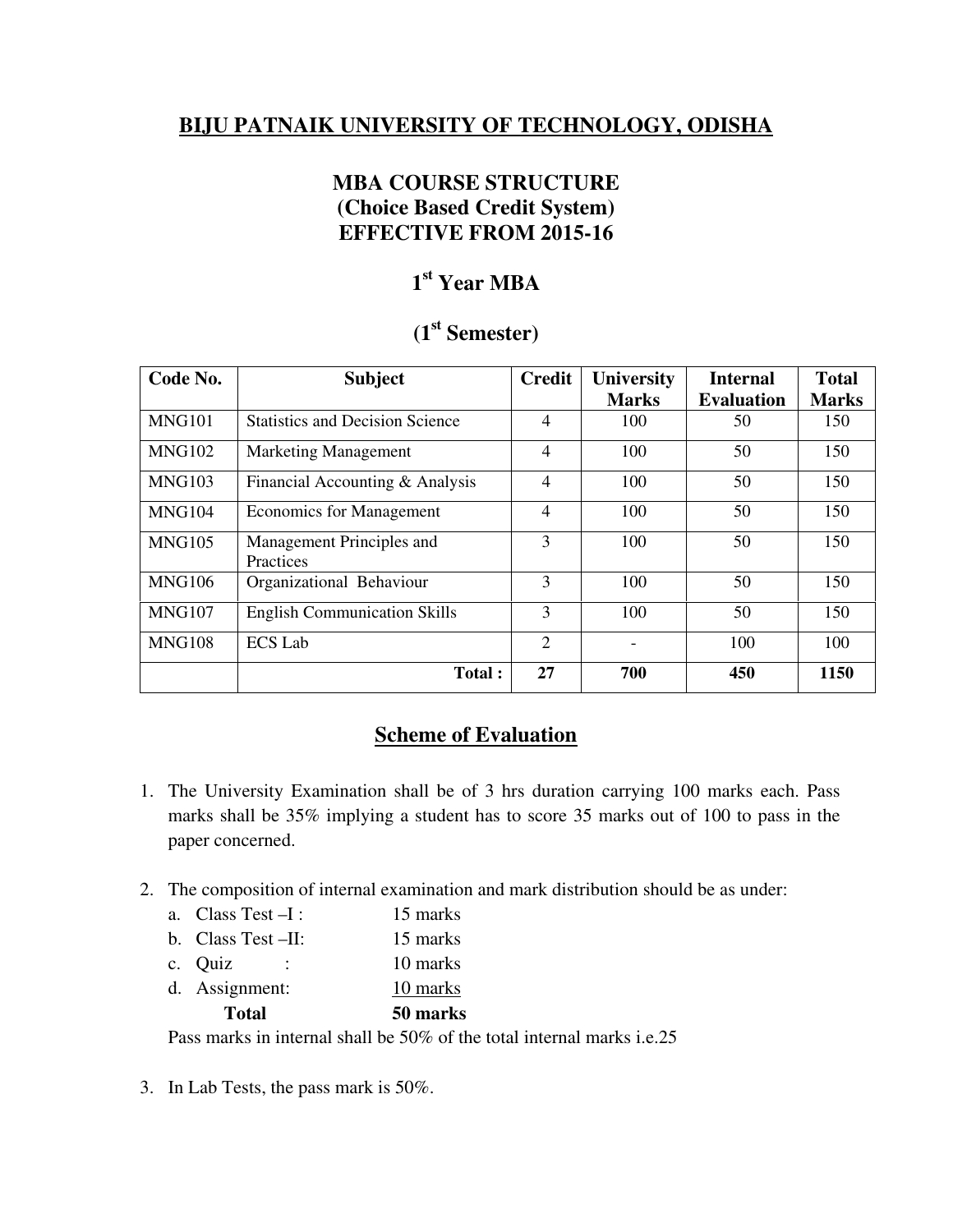# BIJU PATNAIK UNIVERSITY OF TECHNOLOGY, ODISHA

## MBA COURSE STRUCTURE
## (Choice Based Credit System)
## EFFECTIVE FROM 2015-16

## 1st Year MBA

## (1st Semester)

| Code No. | Subject | Credit | University Marks | Internal Evaluation | Total Marks |
|---|---|---|---|---|---|
| MNG101 | Statistics and Decision Science | 4 | 100 | 50 | 150 |
| MNG102 | Marketing Management | 4 | 100 | 50 | 150 |
| MNG103 | Financial Accounting & Analysis | 4 | 100 | 50 | 150 |
| MNG104 | Economics for Management | 4 | 100 | 50 | 150 |
| MNG105 | Management Principles and Practices | 3 | 100 | 50 | 150 |
| MNG106 | Organizational Behaviour | 3 | 100 | 50 | 150 |
| MNG107 | English Communication Skills | 3 | 100 | 50 | 150 |
| MNG108 | ECS Lab | 2 | - | 100 | 100 |
| | **Total :** | **27** | **700** | **450** | **1150** |

## Scheme of Evaluation

1. The University Examination shall be of 3 hrs duration carrying 100 marks each. Pass marks shall be 35% implying a student has to score 35 marks out of 100 to pass in the paper concerned.

2. The composition of internal examination and mark distribution should be as under:
   a. Class Test –I : 15 marks
   b. Class Test –II: 15 marks
   c. Quiz : 10 marks
   d. Assignment: 10 marks
   
   **Total 50 marks**
   
   Pass marks in internal shall be 50% of the total internal marks i.e.25

3. In Lab Tests, the pass mark is 50%.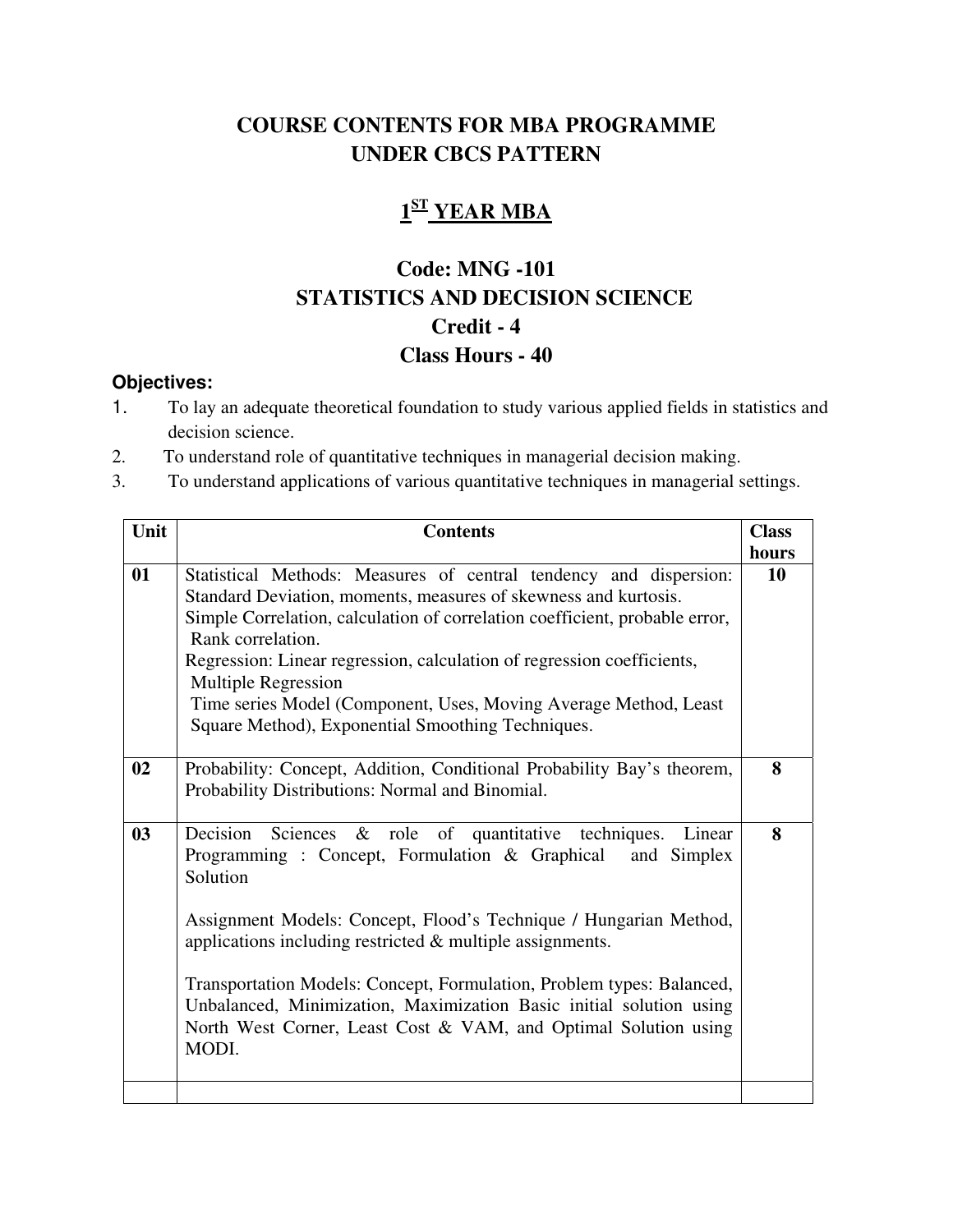# COURSE CONTENTS FOR MBA PROGRAMME UNDER CBCS PATTERN

## 1ST YEAR MBA

### Code: MNG -101
### STATISTICS AND DECISION SCIENCE
### Credit - 4
### Class Hours - 40

**Objectives:**

1. To lay an adequate theoretical foundation to study various applied fields in statistics and decision science.
2. To understand role of quantitative techniques in managerial decision making.
3. To understand applications of various quantitative techniques in managerial settings.

| Unit | Contents | Class hours |
|---|---|---|
| 01 | Statistical Methods: Measures of central tendency and dispersion: Standard Deviation, moments, measures of skewness and kurtosis.<br>Simple Correlation, calculation of correlation coefficient, probable error, Rank correlation.<br>Regression: Linear regression, calculation of regression coefficients, Multiple Regression<br>Time series Model (Component, Uses, Moving Average Method, Least Square Method), Exponential Smoothing Techniques. | 10 |
| 02 | Probability: Concept, Addition, Conditional Probability Bay's theorem, Probability Distributions: Normal and Binomial. | 8 |
| 03 | Decision Sciences & role of quantitative techniques. Linear Programming : Concept, Formulation & Graphical and Simplex Solution<br><br>Assignment Models: Concept, Flood's Technique / Hungarian Method, applications including restricted & multiple assignments.<br><br>Transportation Models: Concept, Formulation, Problem types: Balanced, Unbalanced, Minimization, Maximization Basic initial solution using North West Corner, Least Cost & VAM, and Optimal Solution using MODI. | 8 |
| | | |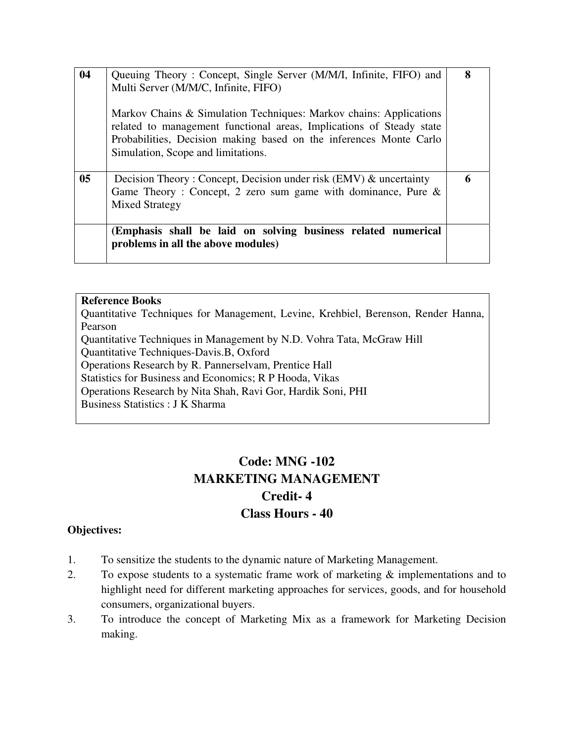| | | |
|---|---|---|
| 04 | Queuing Theory : Concept, Single Server (M/M/I, Infinite, FIFO) and Multi Server (M/M/C, Infinite, FIFO)<br><br>Markov Chains & Simulation Techniques: Markov chains: Applications related to management functional areas, Implications of Steady state Probabilities, Decision making based on the inferences Monte Carlo Simulation, Scope and limitations. | 8 |
| 05 | Decision Theory : Concept, Decision under risk (EMV) & uncertainty Game Theory : Concept, 2 zero sum game with dominance, Pure & Mixed Strategy | 6 |
| | **(Emphasis shall be laid on solving business related numerical problems in all the above modules)** | |

**Reference Books**

Quantitative Techniques for Management, Levine, Krehbiel, Berenson, Render Hanna, Pearson
Quantitative Techniques in Management by N.D. Vohra Tata, McGraw Hill
Quantitative Techniques-Davis.B, Oxford
Operations Research by R. Pannerselvam, Prentice Hall
Statistics for Business and Economics; R P Hooda, Vikas
Operations Research by Nita Shah, Ravi Gor, Hardik Soni, PHI
Business Statistics : J K Sharma

## Code: MNG -102
## MARKETING MANAGEMENT
## Credit- 4
## Class Hours - 40

**Objectives:**

1. To sensitize the students to the dynamic nature of Marketing Management.
2. To expose students to a systematic frame work of marketing & implementations and to highlight need for different marketing approaches for services, goods, and for household consumers, organizational buyers.
3. To introduce the concept of Marketing Mix as a framework for Marketing Decision making.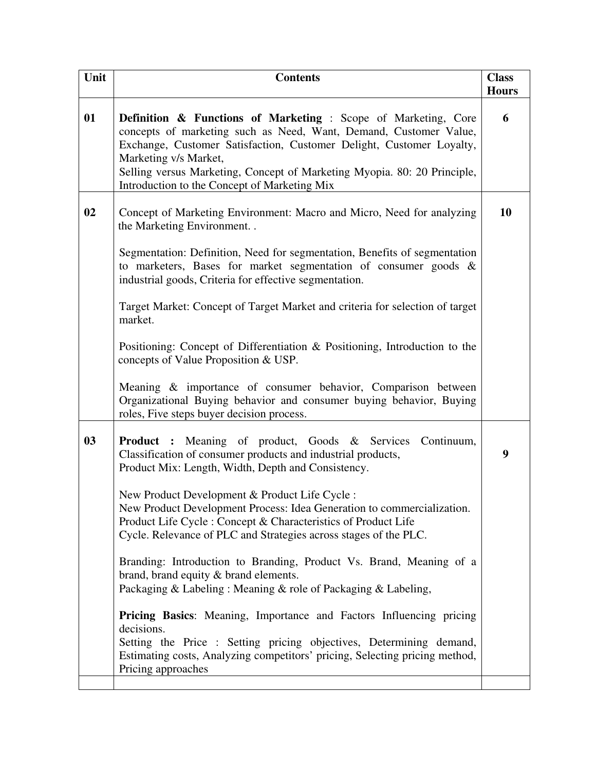| Unit | Contents | Class Hours |
|---|---|---|
| 01 | **Definition & Functions of Marketing** : Scope of Marketing, Core concepts of marketing such as Need, Want, Demand, Customer Value, Exchange, Customer Satisfaction, Customer Delight, Customer Loyalty, Marketing v/s Market,<br>Selling versus Marketing, Concept of Marketing Myopia. 80: 20 Principle, Introduction to the Concept of Marketing Mix | 6 |
| 02 | Concept of Marketing Environment: Macro and Micro, Need for analyzing the Marketing Environment. .<br><br>Segmentation: Definition, Need for segmentation, Benefits of segmentation to marketers, Bases for market segmentation of consumer goods & industrial goods, Criteria for effective segmentation.<br><br>Target Market: Concept of Target Market and criteria for selection of target market.<br><br>Positioning: Concept of Differentiation & Positioning, Introduction to the concepts of Value Proposition & USP.<br><br>Meaning & importance of consumer behavior, Comparison between Organizational Buying behavior and consumer buying behavior, Buying roles, Five steps buyer decision process. | 10 |
| 03 | **Product :** Meaning of product, Goods & Services Continuum, Classification of consumer products and industrial products,<br>Product Mix: Length, Width, Depth and Consistency.<br><br>New Product Development & Product Life Cycle :<br>New Product Development Process: Idea Generation to commercialization.<br>Product Life Cycle : Concept & Characteristics of Product Life Cycle. Relevance of PLC and Strategies across stages of the PLC.<br><br>Branding: Introduction to Branding, Product Vs. Brand, Meaning of a brand, brand equity & brand elements.<br>Packaging & Labeling : Meaning & role of Packaging & Labeling,<br><br>**Pricing Basics**: Meaning, Importance and Factors Influencing pricing decisions.<br>Setting the Price : Setting pricing objectives, Determining demand, Estimating costs, Analyzing competitors' pricing, Selecting pricing method, Pricing approaches | 9 |
| | | |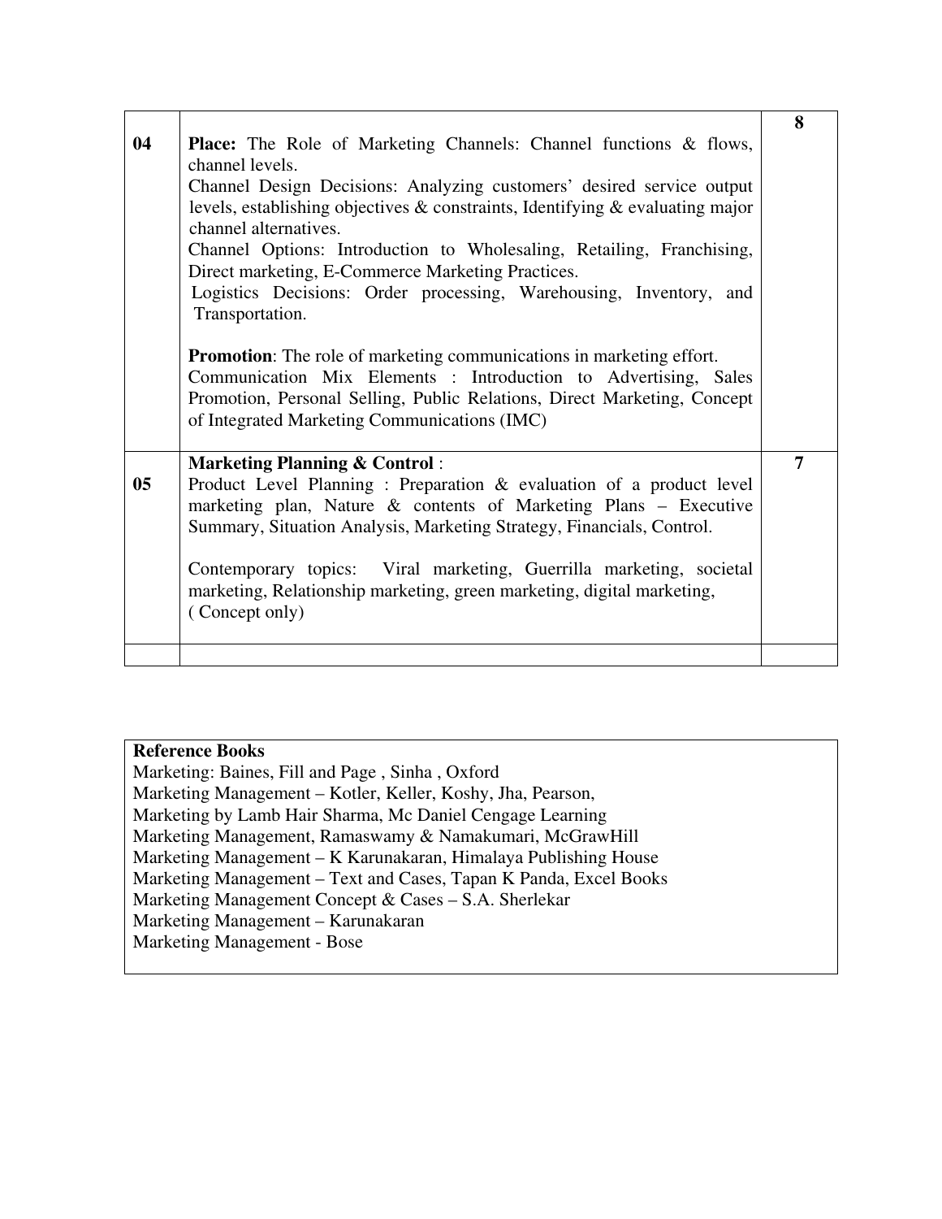| | | |
|---|---|---|
| 04 | **Place:** The Role of Marketing Channels: Channel functions & flows, channel levels.<br>Channel Design Decisions: Analyzing customers' desired service output levels, establishing objectives & constraints, Identifying & evaluating major channel alternatives.<br>Channel Options: Introduction to Wholesaling, Retailing, Franchising, Direct marketing, E-Commerce Marketing Practices.<br>Logistics Decisions: Order processing, Warehousing, Inventory, and Transportation.<br><br>**Promotion**: The role of marketing communications in marketing effort.<br>Communication Mix Elements : Introduction to Advertising, Sales Promotion, Personal Selling, Public Relations, Direct Marketing, Concept of Integrated Marketing Communications (IMC) | **8** |
| 05 | **Marketing Planning & Control** :<br>Product Level Planning : Preparation & evaluation of a product level marketing plan, Nature & contents of Marketing Plans – Executive Summary, Situation Analysis, Marketing Strategy, Financials, Control.<br><br>Contemporary topics: Viral marketing, Guerrilla marketing, societal marketing, Relationship marketing, green marketing, digital marketing, ( Concept only) | **7** |
| | | |

**Reference Books**

Marketing: Baines, Fill and Page , Sinha , Oxford
Marketing Management – Kotler, Keller, Koshy, Jha, Pearson,
Marketing by Lamb Hair Sharma, Mc Daniel Cengage Learning
Marketing Management, Ramaswamy & Namakumari, McGrawHill
Marketing Management – K Karunakaran, Himalaya Publishing House
Marketing Management – Text and Cases, Tapan K Panda, Excel Books
Marketing Management Concept & Cases – S.A. Sherlekar
Marketing Management – Karunakaran
Marketing Management - Bose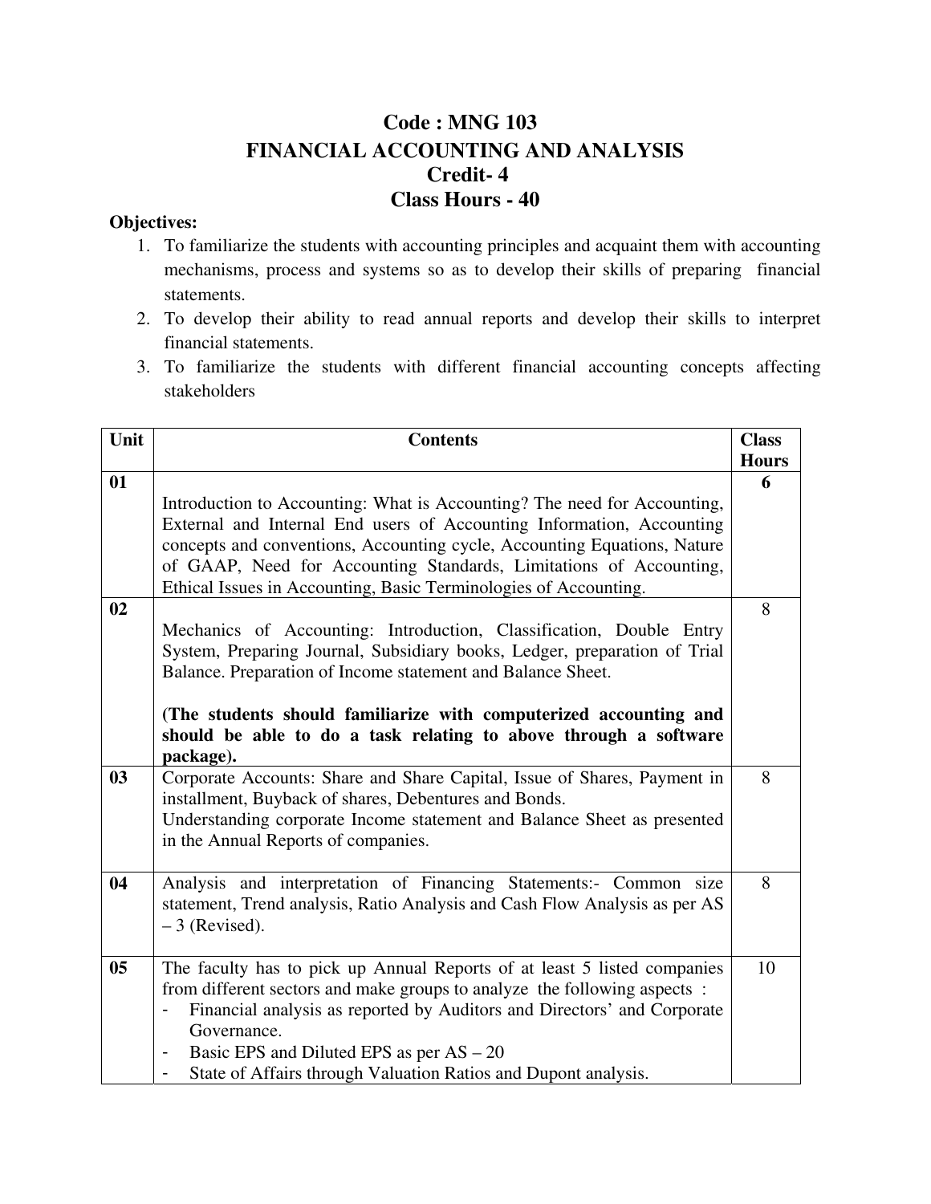# Code : MNG 103

# FINANCIAL ACCOUNTING AND ANALYSIS

## Credit- 4

## Class Hours - 40

**Objectives:**

1. To familiarize the students with accounting principles and acquaint them with accounting mechanisms, process and systems so as to develop their skills of preparing financial statements.
2. To develop their ability to read annual reports and develop their skills to interpret financial statements.
3. To familiarize the students with different financial accounting concepts affecting stakeholders

| Unit | Contents | Class Hours |
|---|---|---|
| 01 | Introduction to Accounting: What is Accounting? The need for Accounting, External and Internal End users of Accounting Information, Accounting concepts and conventions, Accounting cycle, Accounting Equations, Nature of GAAP, Need for Accounting Standards, Limitations of Accounting, Ethical Issues in Accounting, Basic Terminologies of Accounting. | 6 |
| 02 | Mechanics of Accounting: Introduction, Classification, Double Entry System, Preparing Journal, Subsidiary books, Ledger, preparation of Trial Balance. Preparation of Income statement and Balance Sheet.<br><br>**(The students should familiarize with computerized accounting and should be able to do a task relating to above through a software package).** | 8 |
| 03 | Corporate Accounts: Share and Share Capital, Issue of Shares, Payment in installment, Buyback of shares, Debentures and Bonds.<br>Understanding corporate Income statement and Balance Sheet as presented in the Annual Reports of companies. | 8 |
| 04 | Analysis and interpretation of Financing Statements:- Common size statement, Trend analysis, Ratio Analysis and Cash Flow Analysis as per AS – 3 (Revised). | 8 |
| 05 | The faculty has to pick up Annual Reports of at least 5 listed companies from different sectors and make groups to analyze the following aspects :<br>- Financial analysis as reported by Auditors and Directors' and Corporate Governance.<br>- Basic EPS and Diluted EPS as per AS – 20<br>- State of Affairs through Valuation Ratios and Dupont analysis. | 10 |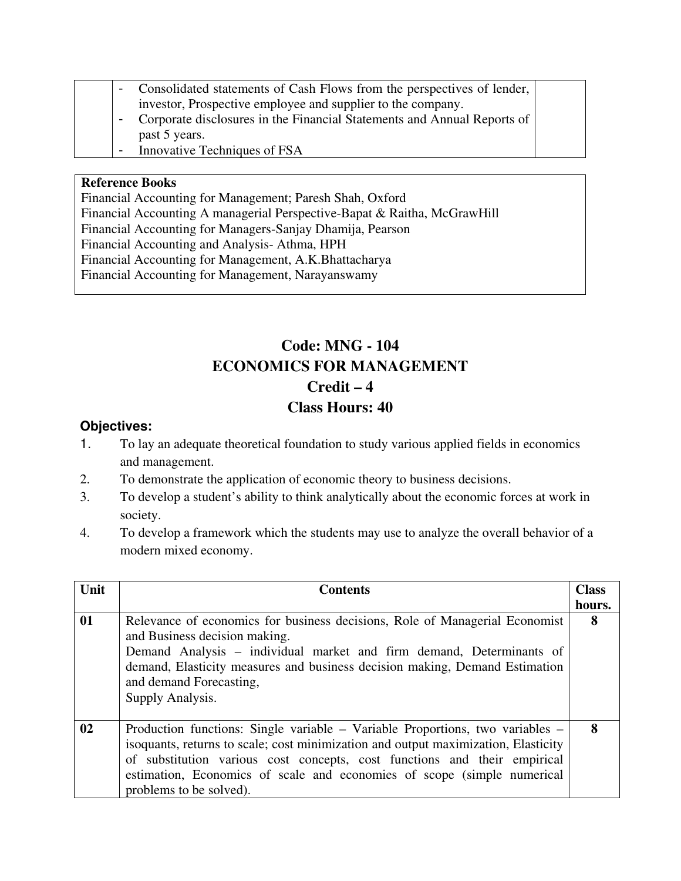| | | |
|---|---|---|
| | - Consolidated statements of Cash Flows from the perspectives of lender, investor, Prospective employee and supplier to the company.<br>- Corporate disclosures in the Financial Statements and Annual Reports of past 5 years.<br>- Innovative Techniques of FSA | |

**Reference Books**

Financial Accounting for Management; Paresh Shah, Oxford
Financial Accounting A managerial Perspective-Bapat & Raitha, McGrawHill
Financial Accounting for Managers-Sanjay Dhamija, Pearson
Financial Accounting and Analysis- Athma, HPH
Financial Accounting for Management, A.K.Bhattacharya
Financial Accounting for Management, Narayanswamy

## Code: MNG - 104
## ECONOMICS FOR MANAGEMENT
## Credit – 4
## Class Hours: 40

**Objectives:**

1. To lay an adequate theoretical foundation to study various applied fields in economics and management.
2. To demonstrate the application of economic theory to business decisions.
3. To develop a student's ability to think analytically about the economic forces at work in society.
4. To develop a framework which the students may use to analyze the overall behavior of a modern mixed economy.

| Unit | Contents | Class hours. |
|---|---|---|
| **01** | Relevance of economics for business decisions, Role of Managerial Economist and Business decision making.<br>Demand Analysis – individual market and firm demand, Determinants of demand, Elasticity measures and business decision making, Demand Estimation and demand Forecasting,<br>Supply Analysis. | **8** |
| **02** | Production functions: Single variable – Variable Proportions, two variables – isoquants, returns to scale; cost minimization and output maximization, Elasticity of substitution various cost concepts, cost functions and their empirical estimation, Economics of scale and economies of scope (simple numerical problems to be solved). | **8** |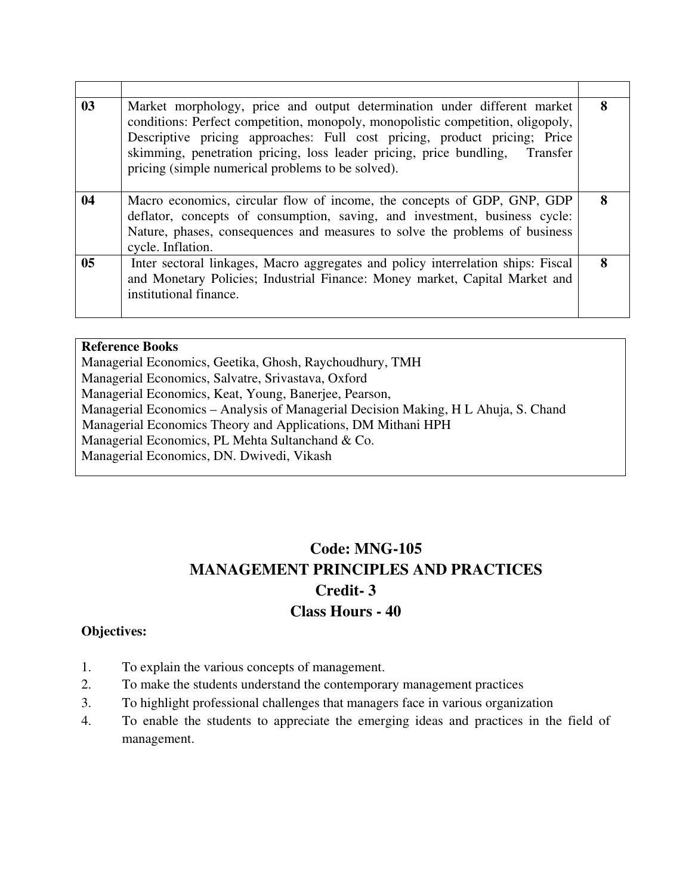| | | |
|---|---|---|
| 03 | Market morphology, price and output determination under different market conditions: Perfect competition, monopoly, monopolistic competition, oligopoly, Descriptive pricing approaches: Full cost pricing, product pricing; Price skimming, penetration pricing, loss leader pricing, price bundling, Transfer pricing (simple numerical problems to be solved). | 8 |
| 04 | Macro economics, circular flow of income, the concepts of GDP, GNP, GDP deflator, concepts of consumption, saving, and investment, business cycle: Nature, phases, consequences and measures to solve the problems of business cycle. Inflation. | 8 |
| 05 | Inter sectoral linkages, Macro aggregates and policy interrelation ships: Fiscal and Monetary Policies; Industrial Finance: Money market, Capital Market and institutional finance. | 8 |

**Reference Books**

Managerial Economics, Geetika, Ghosh, Raychoudhury, TMH
Managerial Economics, Salvatre, Srivastava, Oxford
Managerial Economics, Keat, Young, Banerjee, Pearson,
Managerial Economics – Analysis of Managerial Decision Making, H L Ahuja, S. Chand
Managerial Economics Theory and Applications, DM Mithani HPH
Managerial Economics, PL Mehta Sultanchand & Co.
Managerial Economics, DN. Dwivedi, Vikash

## Code: MNG-105
## MANAGEMENT PRINCIPLES AND PRACTICES
## Credit- 3
## Class Hours - 40

**Objectives:**

1. To explain the various concepts of management.
2. To make the students understand the contemporary management practices
3. To highlight professional challenges that managers face in various organization
4. To enable the students to appreciate the emerging ideas and practices in the field of management.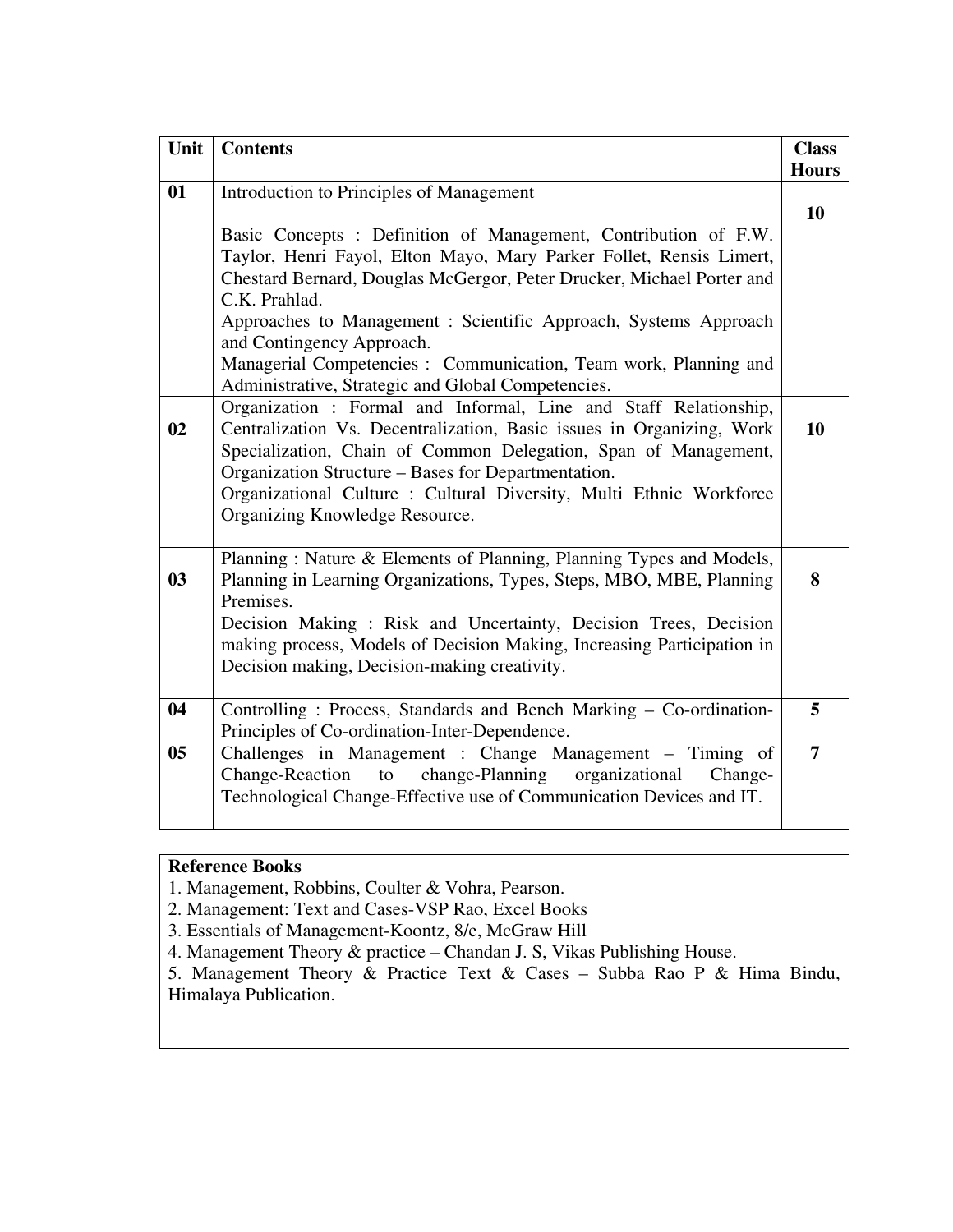| Unit | Contents | Class Hours |
|---|---|---|
| 01 | Introduction to Principles of Management<br><br>Basic Concepts : Definition of Management, Contribution of F.W. Taylor, Henri Fayol, Elton Mayo, Mary Parker Follet, Rensis Limert, Chestard Bernard, Douglas McGergor, Peter Drucker, Michael Porter and C.K. Prahlad.<br>Approaches to Management : Scientific Approach, Systems Approach and Contingency Approach.<br>Managerial Competencies : Communication, Team work, Planning and Administrative, Strategic and Global Competencies. | 10 |
| 02 | Organization : Formal and Informal, Line and Staff Relationship, Centralization Vs. Decentralization, Basic issues in Organizing, Work Specialization, Chain of Common Delegation, Span of Management, Organization Structure – Bases for Departmentation.<br>Organizational Culture : Cultural Diversity, Multi Ethnic Workforce Organizing Knowledge Resource. | 10 |
| 03 | Planning : Nature & Elements of Planning, Planning Types and Models, Planning in Learning Organizations, Types, Steps, MBO, MBE, Planning Premises.<br>Decision Making : Risk and Uncertainty, Decision Trees, Decision making process, Models of Decision Making, Increasing Participation in Decision making, Decision-making creativity. | 8 |
| 04 | Controlling : Process, Standards and Bench Marking – Co-ordination-Principles of Co-ordination-Inter-Dependence. | 5 |
| 05 | Challenges in Management : Change Management – Timing of Change-Reaction to change-Planning organizational Change-Technological Change-Effective use of Communication Devices and IT. | 7 |
| | | |

**Reference Books**

1. Management, Robbins, Coulter & Vohra, Pearson.
2. Management: Text and Cases-VSP Rao, Excel Books
3. Essentials of Management-Koontz, 8/e, McGraw Hill
4. Management Theory & practice – Chandan J. S, Vikas Publishing House.
5. Management Theory & Practice Text & Cases – Subba Rao P & Hima Bindu, Himalaya Publication.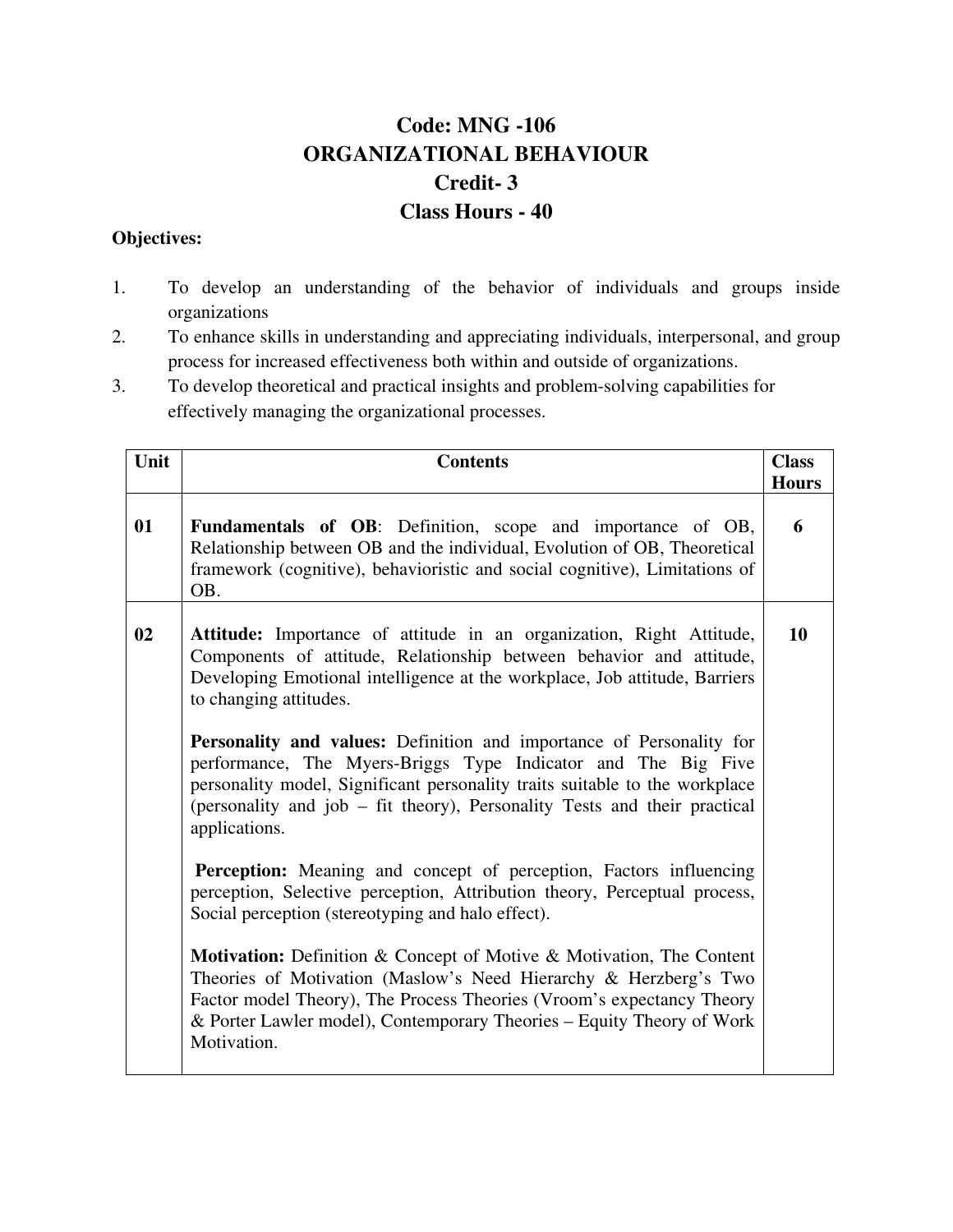# Code: MNG -106
# ORGANIZATIONAL BEHAVIOUR
## Credit- 3
## Class Hours - 40

**Objectives:**

1. To develop an understanding of the behavior of individuals and groups inside organizations
2. To enhance skills in understanding and appreciating individuals, interpersonal, and group process for increased effectiveness both within and outside of organizations.
3. To develop theoretical and practical insights and problem-solving capabilities for effectively managing the organizational processes.

| Unit | Contents | Class Hours |
|---|---|---|
| 01 | **Fundamentals of OB**: Definition, scope and importance of OB, Relationship between OB and the individual, Evolution of OB, Theoretical framework (cognitive), behavioristic and social cognitive), Limitations of OB. | 6 |
| 02 | **Attitude:** Importance of attitude in an organization, Right Attitude, Components of attitude, Relationship between behavior and attitude, Developing Emotional intelligence at the workplace, Job attitude, Barriers to changing attitudes.<br><br>**Personality and values:** Definition and importance of Personality for performance, The Myers-Briggs Type Indicator and The Big Five personality model, Significant personality traits suitable to the workplace (personality and job – fit theory), Personality Tests and their practical applications.<br><br>**Perception:** Meaning and concept of perception, Factors influencing perception, Selective perception, Attribution theory, Perceptual process, Social perception (stereotyping and halo effect).<br><br>**Motivation:** Definition & Concept of Motive & Motivation, The Content Theories of Motivation (Maslow's Need Hierarchy & Herzberg's Two Factor model Theory), The Process Theories (Vroom's expectancy Theory & Porter Lawler model), Contemporary Theories – Equity Theory of Work Motivation. | 10 |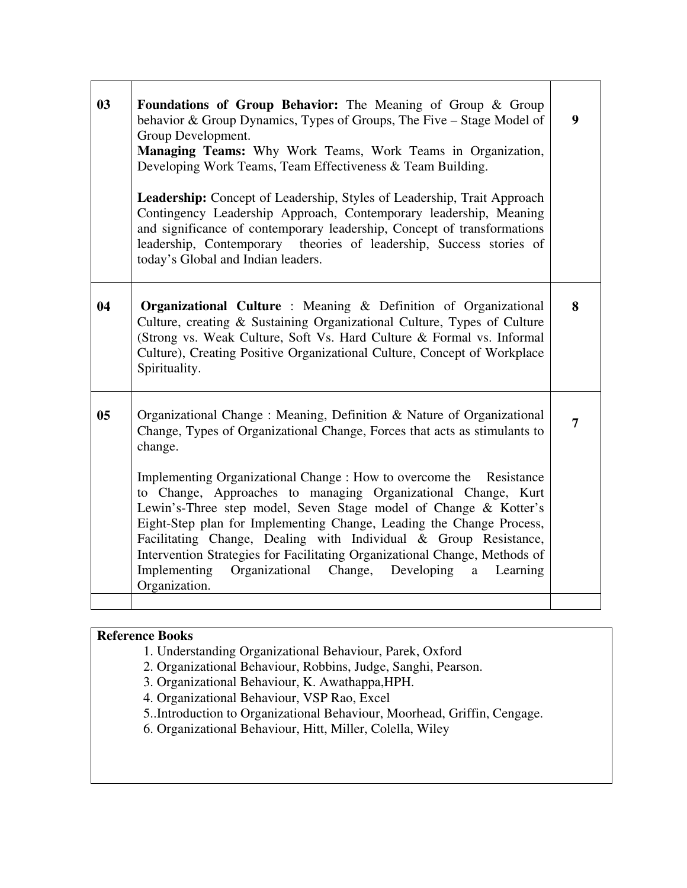| | | |
|---|---|---|
| 03 | **Foundations of Group Behavior:** The Meaning of Group & Group behavior & Group Dynamics, Types of Groups, The Five – Stage Model of Group Development.<br>**Managing Teams:** Why Work Teams, Work Teams in Organization, Developing Work Teams, Team Effectiveness & Team Building.<br><br>**Leadership:** Concept of Leadership, Styles of Leadership, Trait Approach Contingency Leadership Approach, Contemporary leadership, Meaning and significance of contemporary leadership, Concept of transformations leadership, Contemporary theories of leadership, Success stories of today's Global and Indian leaders. | **9** |
| 04 | **Organizational Culture** : Meaning & Definition of Organizational Culture, creating & Sustaining Organizational Culture, Types of Culture (Strong vs. Weak Culture, Soft Vs. Hard Culture & Formal vs. Informal Culture), Creating Positive Organizational Culture, Concept of Workplace Spirituality. | **8** |
| 05 | Organizational Change : Meaning, Definition & Nature of Organizational Change, Types of Organizational Change, Forces that acts as stimulants to change.<br><br>Implementing Organizational Change : How to overcome the Resistance to Change, Approaches to managing Organizational Change, Kurt Lewin's-Three step model, Seven Stage model of Change & Kotter's Eight-Step plan for Implementing Change, Leading the Change Process, Facilitating Change, Dealing with Individual & Group Resistance, Intervention Strategies for Facilitating Organizational Change, Methods of Implementing Organizational Change, Developing a Learning Organization. | **7** |
| | | |

**Reference Books**

1. Understanding Organizational Behaviour, Parek, Oxford
2. Organizational Behaviour, Robbins, Judge, Sanghi, Pearson.
3. Organizational Behaviour, K. Awathappa,HPH.
4. Organizational Behaviour, VSP Rao, Excel
5. .Introduction to Organizational Behaviour, Moorhead, Griffin, Cengage.
6. Organizational Behaviour, Hitt, Miller, Colella, Wiley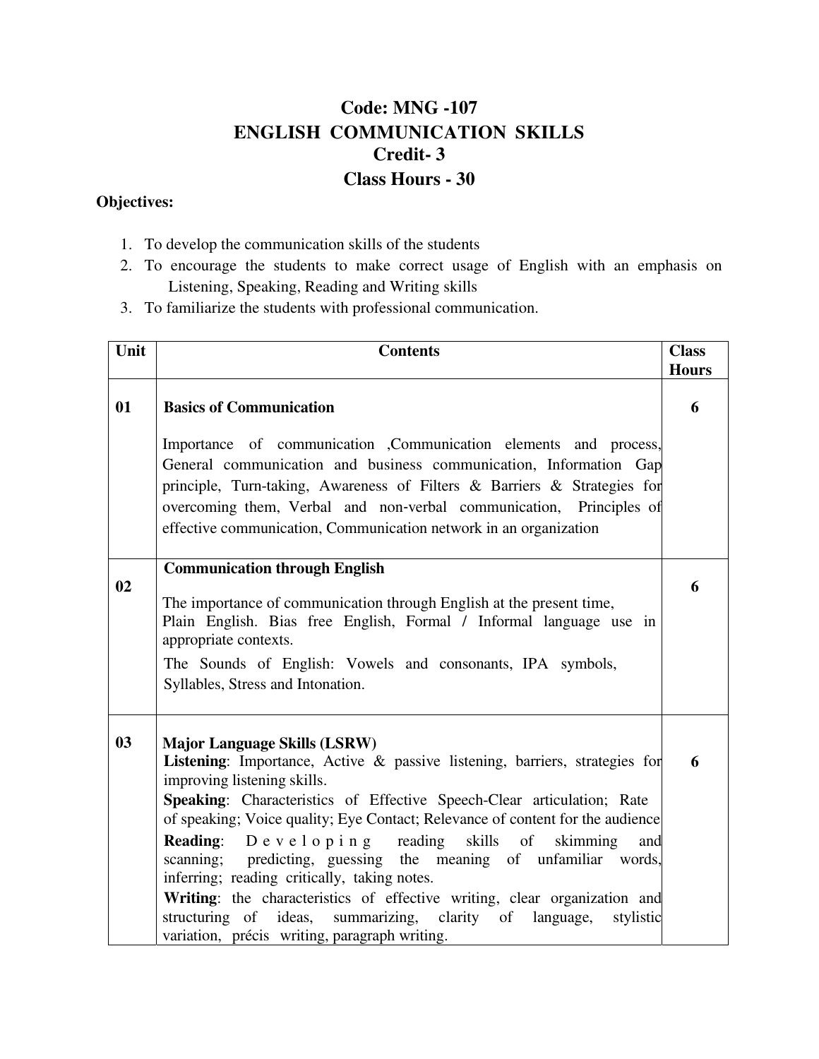# Code: MNG -107
# ENGLISH COMMUNICATION SKILLS
## Credit- 3
## Class Hours - 30

**Objectives:**

1. To develop the communication skills of the students
2. To encourage the students to make correct usage of English with an emphasis on Listening, Speaking, Reading and Writing skills
3. To familiarize the students with professional communication.

| Unit | Contents | Class Hours |
|---|---|---|
| 01 | **Basics of Communication**<br><br>Importance of communication ,Communication elements and process, General communication and business communication, Information Gap principle, Turn-taking, Awareness of Filters & Barriers & Strategies for overcoming them, Verbal and non-verbal communication, Principles of effective communication, Communication network in an organization | 6 |
| 02 | **Communication through English**<br><br>The importance of communication through English at the present time, Plain English. Bias free English, Formal / Informal language use in appropriate contexts.<br>The Sounds of English: Vowels and consonants, IPA symbols, Syllables, Stress and Intonation. | 6 |
| 03 | **Major Language Skills (LSRW)**<br>**Listening**: Importance, Active & passive listening, barriers, strategies for improving listening skills.<br>**Speaking**: Characteristics of Effective Speech-Clear articulation; Rate of speaking; Voice quality; Eye Contact; Relevance of content for the audience<br>**Reading**: Developing reading skills of skimming and scanning; predicting, guessing the meaning of unfamiliar words, inferring; reading critically, taking notes.<br>**Writing**: the characteristics of effective writing, clear organization and structuring of ideas, summarizing, clarity of language, stylistic variation, précis writing, paragraph writing. | 6 |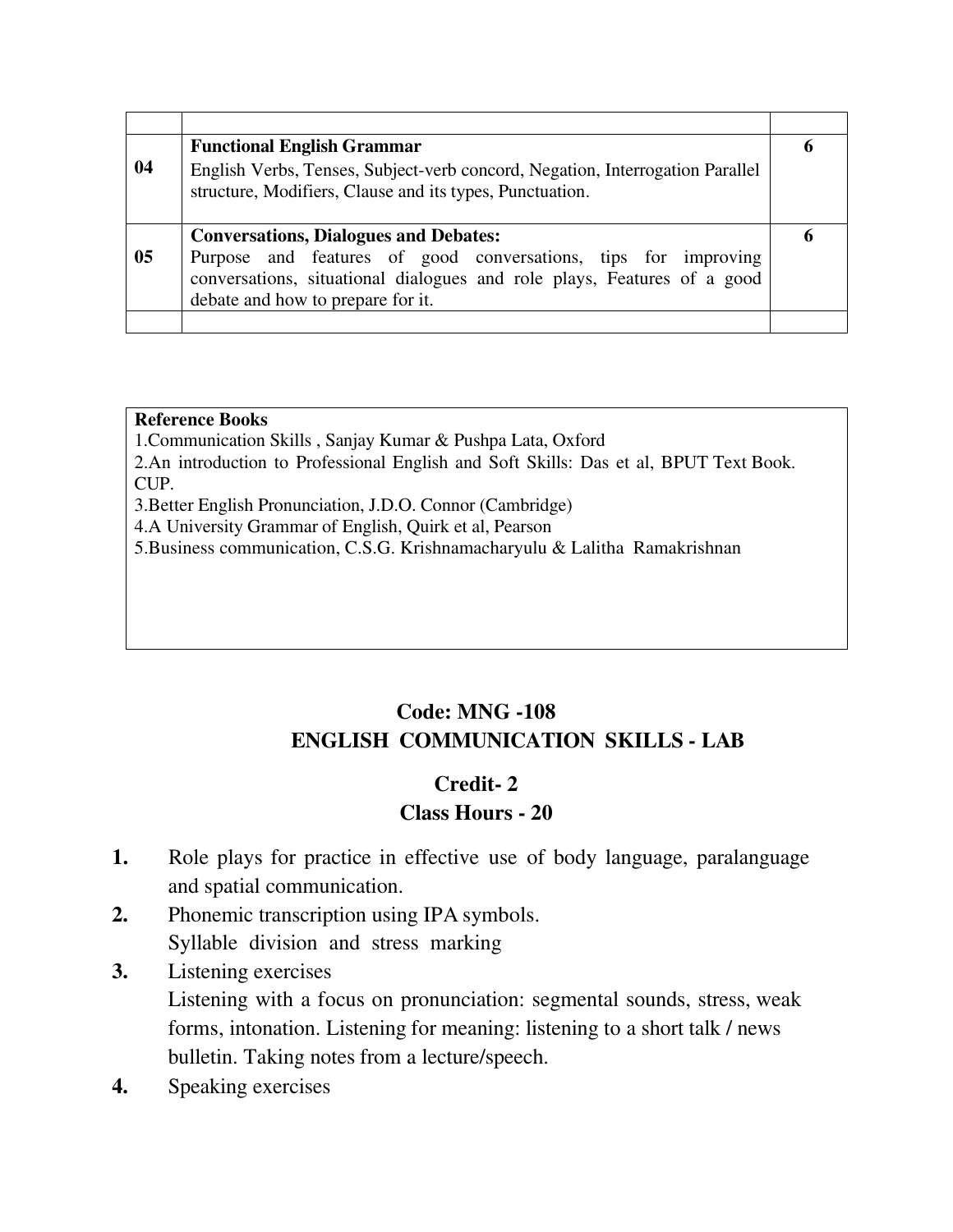| | | |
|---|---|---|
| 04 | **Functional English Grammar**<br>English Verbs, Tenses, Subject-verb concord, Negation, Interrogation Parallel structure, Modifiers, Clause and its types, Punctuation. | 6 |
| 05 | **Conversations, Dialogues and Debates:**<br>Purpose and features of good conversations, tips for improving conversations, situational dialogues and role plays, Features of a good debate and how to prepare for it. | 6 |
| | | |

**Reference Books**

1.Communication Skills , Sanjay Kumar & Pushpa Lata, Oxford
2.An introduction to Professional English and Soft Skills: Das et al, BPUT Text Book. CUP.
3.Better English Pronunciation, J.D.O. Connor (Cambridge)
4.A University Grammar of English, Quirk et al, Pearson
5.Business communication, C.S.G. Krishnamacharyulu & Lalitha Ramakrishnan

## Code: MNG -108
## ENGLISH COMMUNICATION SKILLS - LAB

### Credit- 2
### Class Hours - 20

1. Role plays for practice in effective use of body language, paralanguage and spatial communication.
2. Phonemic transcription using IPA symbols.
   Syllable division and stress marking
3. Listening exercises
   Listening with a focus on pronunciation: segmental sounds, stress, weak forms, intonation. Listening for meaning: listening to a short talk / news bulletin. Taking notes from a lecture/speech.
4. Speaking exercises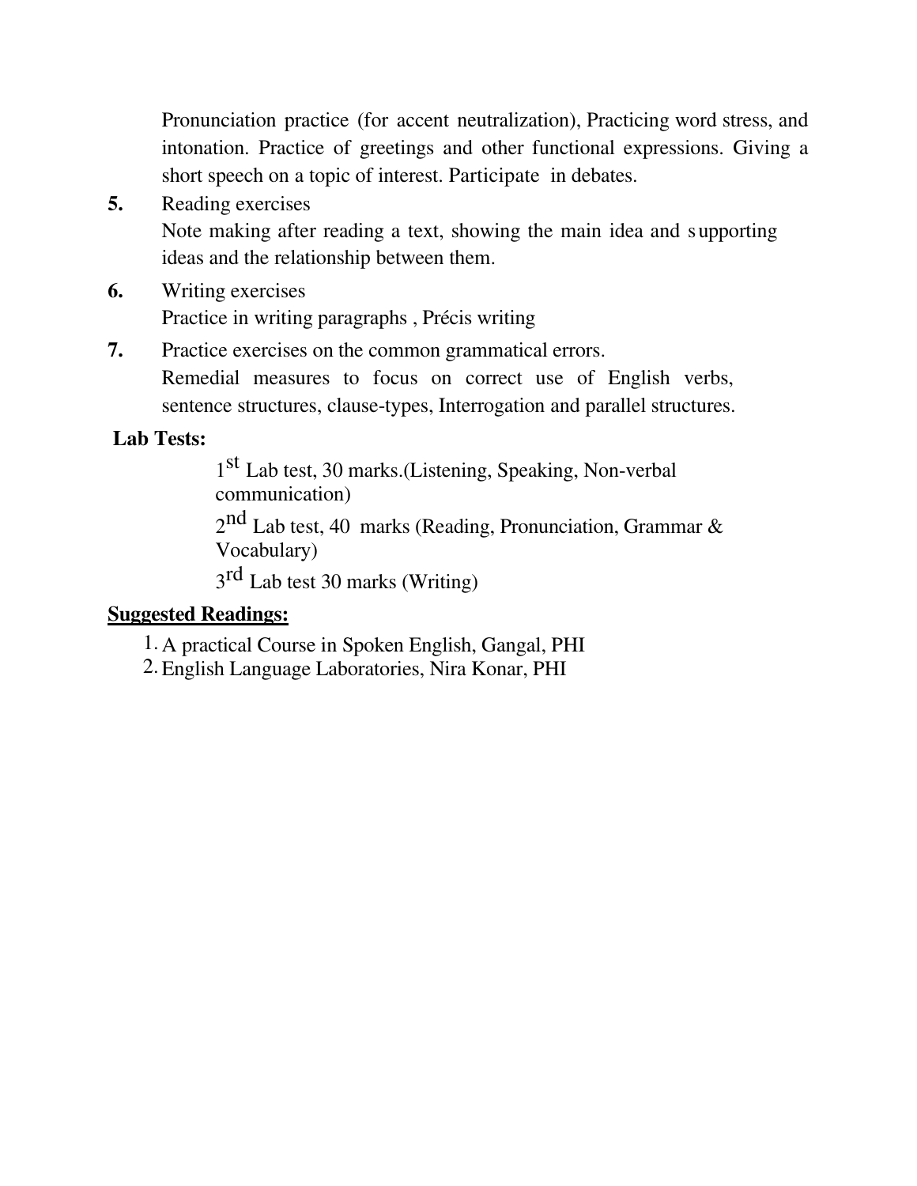Pronunciation practice (for accent neutralization), Practicing word stress, and intonation. Practice of greetings and other functional expressions. Giving a short speech on a topic of interest. Participate in debates.

**5.** Reading exercises
Note making after reading a text, showing the main idea and supporting ideas and the relationship between them.

**6.** Writing exercises
Practice in writing paragraphs , Précis writing

**7.** Practice exercises on the common grammatical errors.
Remedial measures to focus on correct use of English verbs, sentence structures, clause-types, Interrogation and parallel structures.

**Lab Tests:**

1st Lab test, 30 marks.(Listening, Speaking, Non-verbal communication)

2nd Lab test, 40 marks (Reading, Pronunciation, Grammar & Vocabulary)

3rd Lab test 30 marks (Writing)

**Suggested Readings:**

1. A practical Course in Spoken English, Gangal, PHI
2. English Language Laboratories, Nira Konar, PHI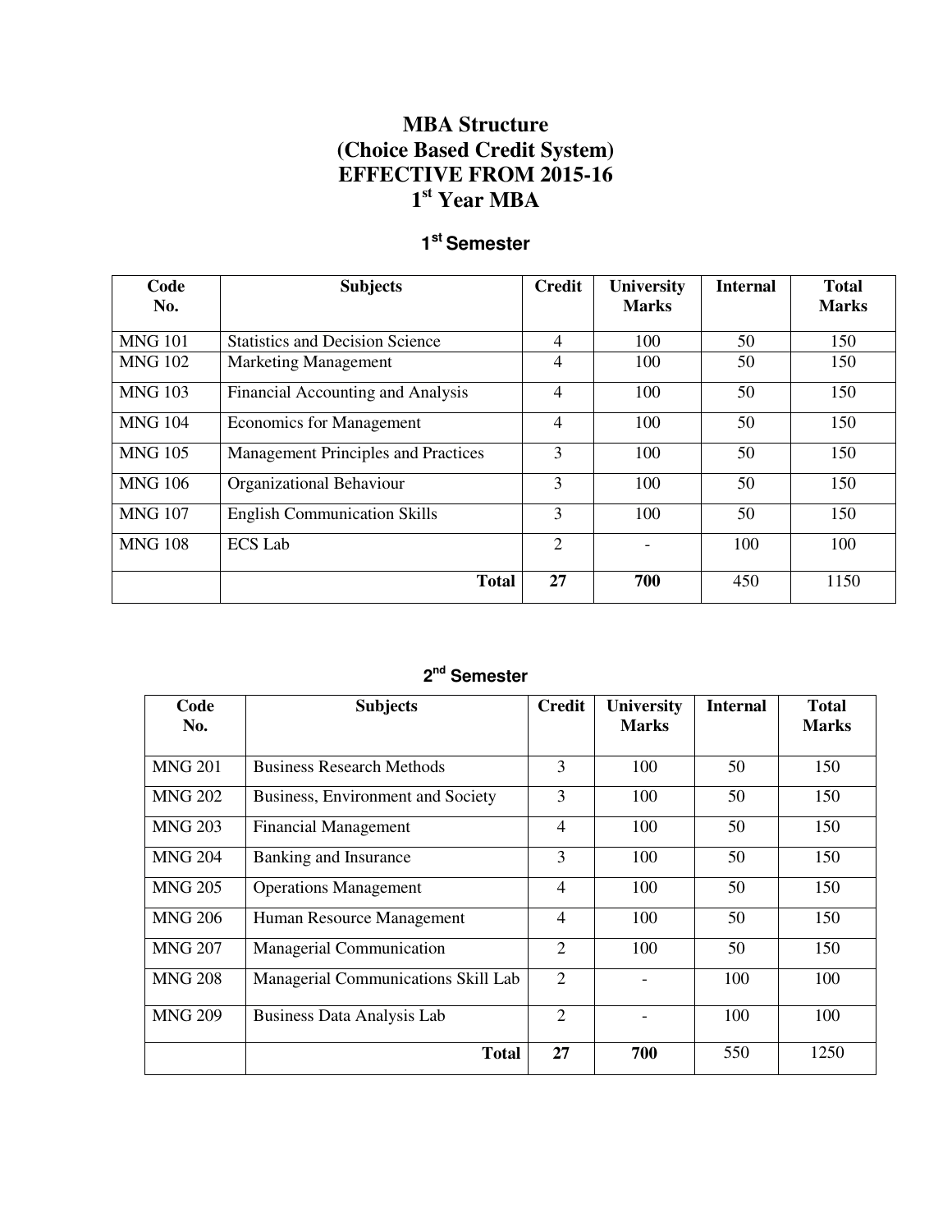# MBA Structure
# (Choice Based Credit System)
# EFFECTIVE FROM 2015-16
# 1st Year MBA

## 1st Semester

| Code No. | Subjects | Credit | University Marks | Internal | Total Marks |
|---|---|---|---|---|---|
| MNG 101 | Statistics and Decision Science | 4 | 100 | 50 | 150 |
| MNG 102 | Marketing Management | 4 | 100 | 50 | 150 |
| MNG 103 | Financial Accounting and Analysis | 4 | 100 | 50 | 150 |
| MNG 104 | Economics for Management | 4 | 100 | 50 | 150 |
| MNG 105 | Management Principles and Practices | 3 | 100 | 50 | 150 |
| MNG 106 | Organizational Behaviour | 3 | 100 | 50 | 150 |
| MNG 107 | English Communication Skills | 3 | 100 | 50 | 150 |
| MNG 108 | ECS Lab | 2 | - | 100 | 100 |
| | **Total** | **27** | **700** | 450 | 1150 |

## 2nd Semester

| Code No. | Subjects | Credit | University Marks | Internal | Total Marks |
|---|---|---|---|---|---|
| MNG 201 | Business Research Methods | 3 | 100 | 50 | 150 |
| MNG 202 | Business, Environment and Society | 3 | 100 | 50 | 150 |
| MNG 203 | Financial Management | 4 | 100 | 50 | 150 |
| MNG 204 | Banking and Insurance | 3 | 100 | 50 | 150 |
| MNG 205 | Operations Management | 4 | 100 | 50 | 150 |
| MNG 206 | Human Resource Management | 4 | 100 | 50 | 150 |
| MNG 207 | Managerial Communication | 2 | 100 | 50 | 150 |
| MNG 208 | Managerial Communications Skill Lab | 2 | - | 100 | 100 |
| MNG 209 | Business Data Analysis Lab | 2 | - | 100 | 100 |
| | **Total** | **27** | **700** | 550 | 1250 |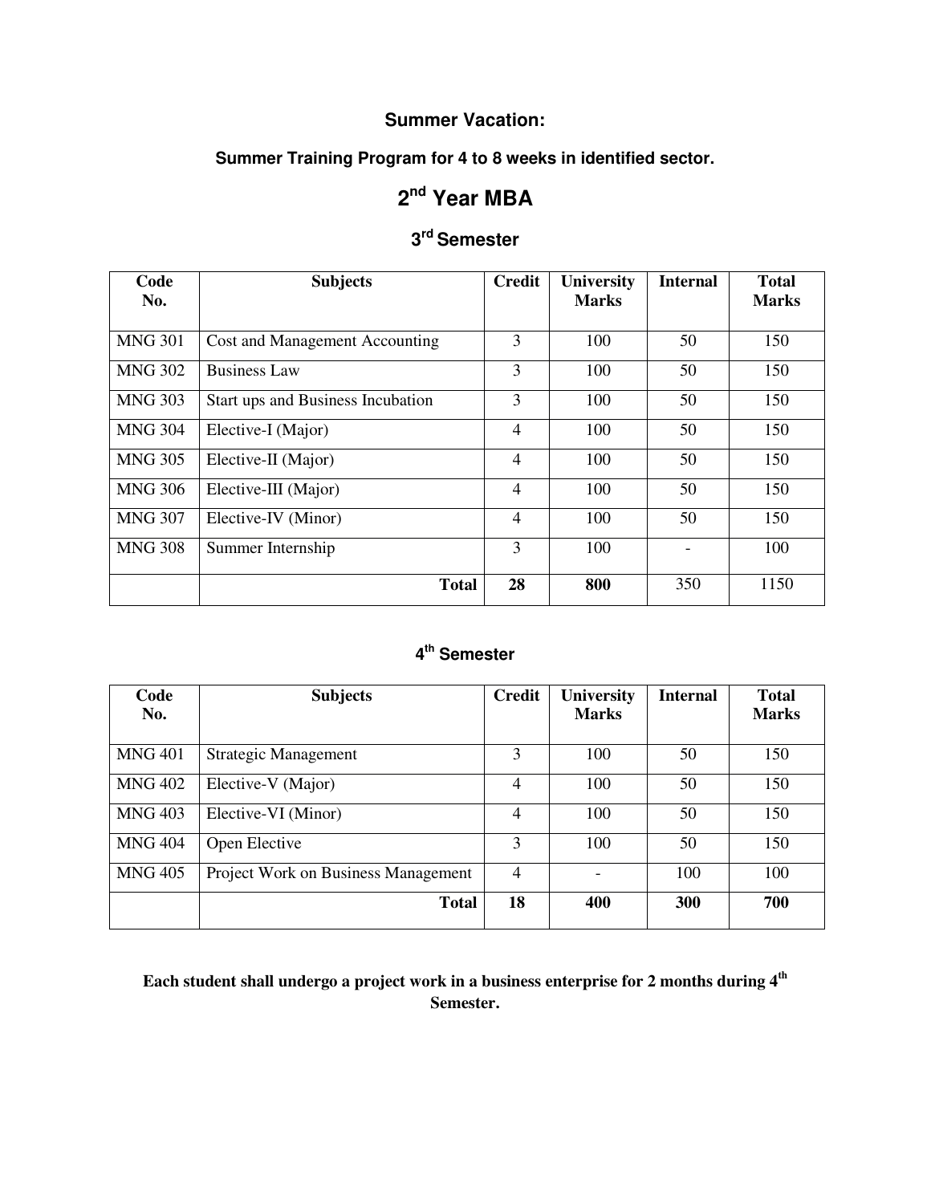**Summer Vacation:**

**Summer Training Program for 4 to 8 weeks in identified sector.**

# 2nd Year MBA

## 3rd Semester

| Code No. | Subjects | Credit | University Marks | Internal | Total Marks |
|---|---|---|---|---|---|
| MNG 301 | Cost and Management Accounting | 3 | 100 | 50 | 150 |
| MNG 302 | Business Law | 3 | 100 | 50 | 150 |
| MNG 303 | Start ups and Business Incubation | 3 | 100 | 50 | 150 |
| MNG 304 | Elective-I (Major) | 4 | 100 | 50 | 150 |
| MNG 305 | Elective-II (Major) | 4 | 100 | 50 | 150 |
| MNG 306 | Elective-III (Major) | 4 | 100 | 50 | 150 |
| MNG 307 | Elective-IV (Minor) | 4 | 100 | 50 | 150 |
| MNG 308 | Summer Internship | 3 | 100 | - | 100 |
| | **Total** | **28** | **800** | 350 | 1150 |

## 4th Semester

| Code No. | Subjects | Credit | University Marks | Internal | Total Marks |
|---|---|---|---|---|---|
| MNG 401 | Strategic Management | 3 | 100 | 50 | 150 |
| MNG 402 | Elective-V (Major) | 4 | 100 | 50 | 150 |
| MNG 403 | Elective-VI (Minor) | 4 | 100 | 50 | 150 |
| MNG 404 | Open Elective | 3 | 100 | 50 | 150 |
| MNG 405 | Project Work on Business Management | 4 | - | 100 | 100 |
| | **Total** | **18** | **400** | **300** | **700** |

**Each student shall undergo a project work in a business enterprise for 2 months during 4th Semester.**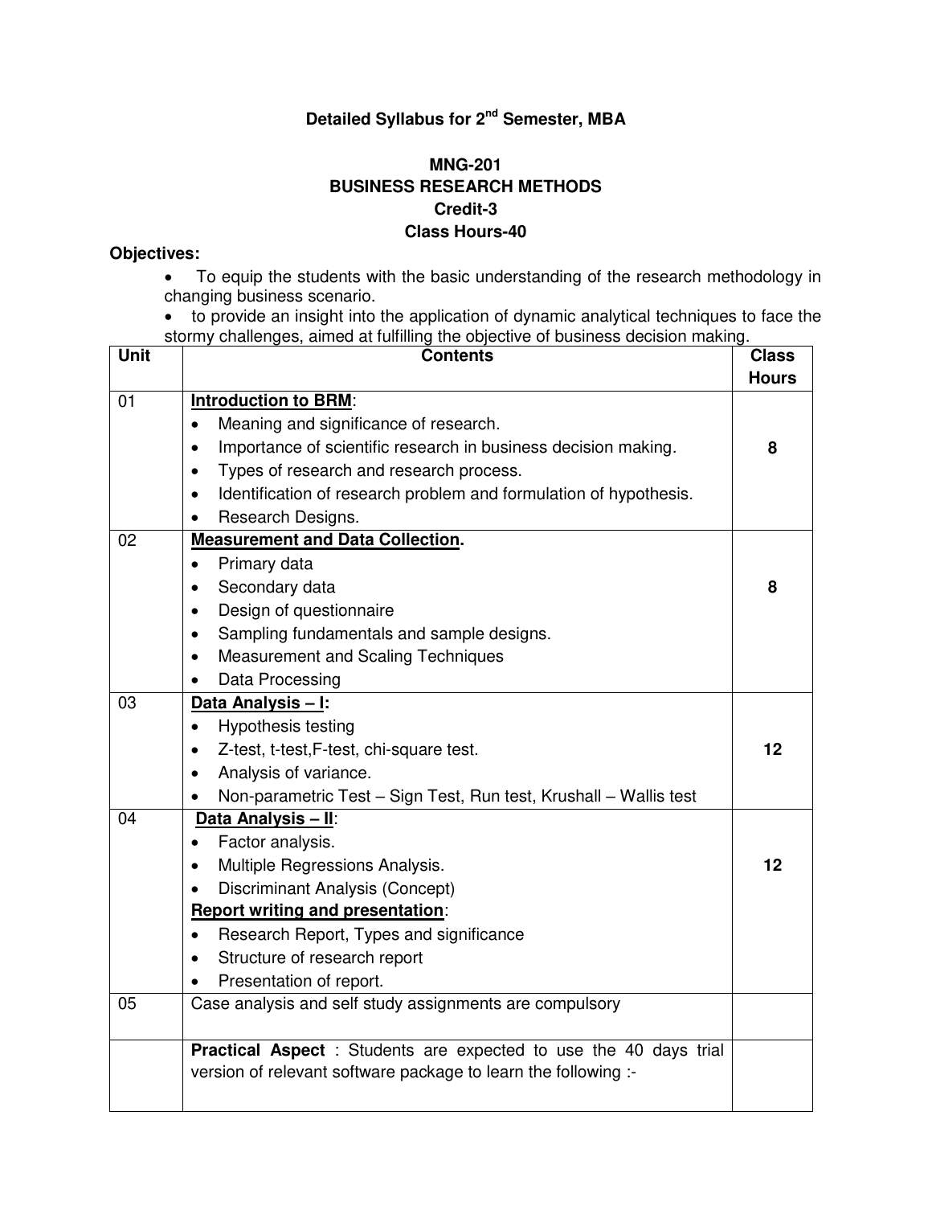# Detailed Syllabus for 2nd Semester, MBA

## MNG-201
## BUSINESS RESEARCH METHODS
## Credit-3
## Class Hours-40

**Objectives:**

- To equip the students with the basic understanding of the research methodology in changing business scenario.
- to provide an insight into the application of dynamic analytical techniques to face the stormy challenges, aimed at fulfilling the objective of business decision making.

| Unit | Contents | Class Hours |
|---|---|---|
| 01 | **Introduction to BRM**:<br>• Meaning and significance of research.<br>• Importance of scientific research in business decision making.<br>• Types of research and research process.<br>• Identification of research problem and formulation of hypothesis.<br>• Research Designs. | **8** |
| 02 | **Measurement and Data Collection.**<br>• Primary data<br>• Secondary data<br>• Design of questionnaire<br>• Sampling fundamentals and sample designs.<br>• Measurement and Scaling Techniques<br>• Data Processing | **8** |
| 03 | **Data Analysis – I:**<br>• Hypothesis testing<br>• Z-test, t-test,F-test, chi-square test.<br>• Analysis of variance.<br>• Non-parametric Test – Sign Test, Run test, Krushall – Wallis test | **12** |
| 04 | **Data Analysis – II**:<br>• Factor analysis.<br>• Multiple Regressions Analysis.<br>• Discriminant Analysis (Concept)<br>**Report writing and presentation**:<br>• Research Report, Types and significance<br>• Structure of research report<br>• Presentation of report. | **12** |
| 05 | Case analysis and self study assignments are compulsory | |
| | **Practical Aspect** : Students are expected to use the 40 days trial version of relevant software package to learn the following :- | |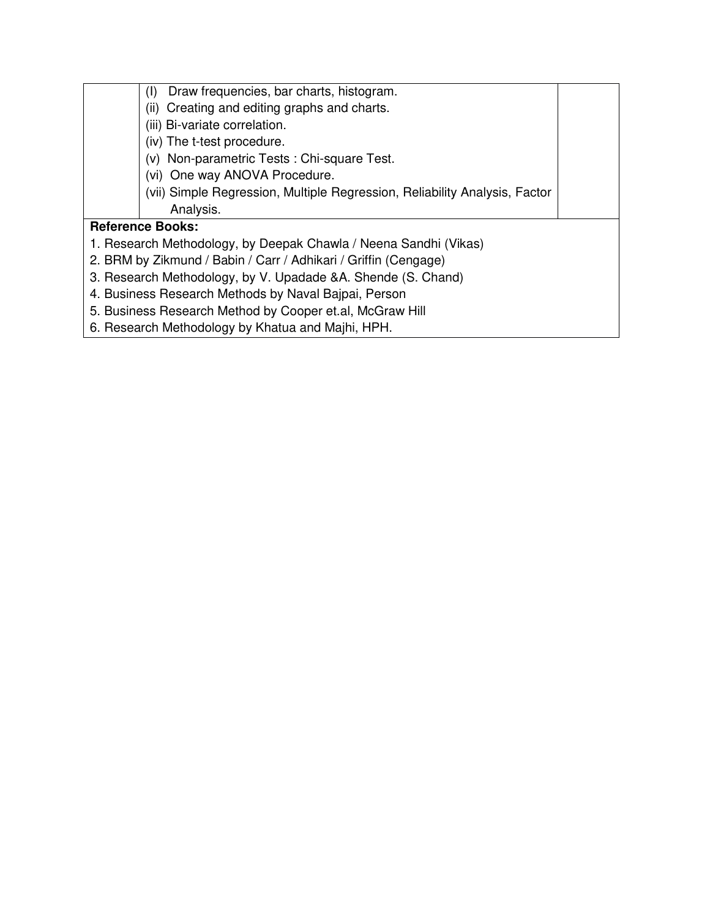| | | |
|---|---|---|
| | (I) Draw frequencies, bar charts, histogram.<br>(ii) Creating and editing graphs and charts.<br>(iii) Bi-variate correlation.<br>(iv) The t-test procedure.<br>(v) Non-parametric Tests : Chi-square Test.<br>(vi) One way ANOVA Procedure.<br>(vii) Simple Regression, Multiple Regression, Reliability Analysis, Factor Analysis. | |

**Reference Books:**

1. Research Methodology, by Deepak Chawla / Neena Sandhi (Vikas)
2. BRM by Zikmund / Babin / Carr / Adhikari / Griffin (Cengage)
3. Research Methodology, by V. Upadade &A. Shende (S. Chand)
4. Business Research Methods by Naval Bajpai, Person
5. Business Research Method by Cooper et.al, McGraw Hill
6. Research Methodology by Khatua and Majhi, HPH.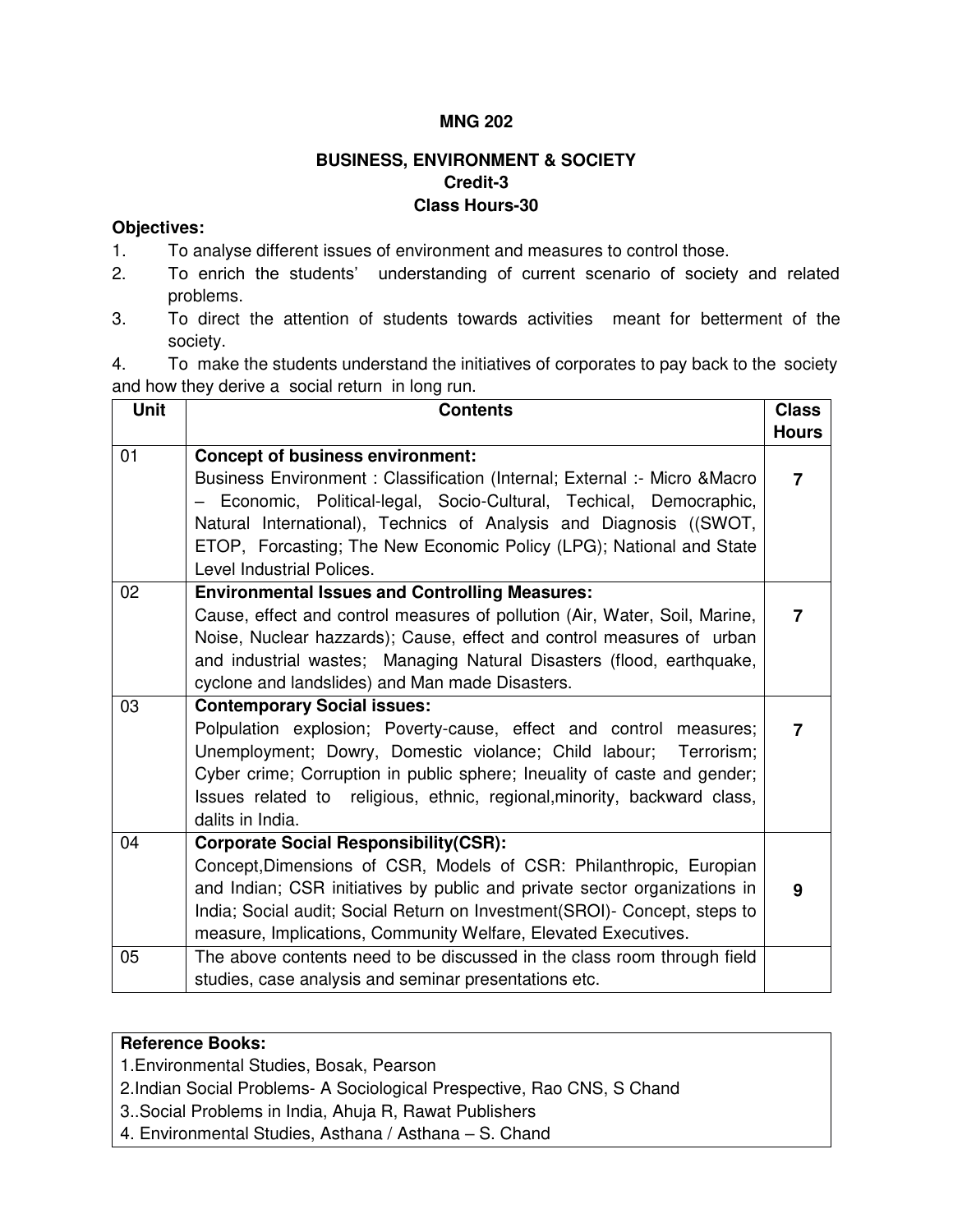**MNG 202**

**BUSINESS, ENVIRONMENT & SOCIETY**
**Credit-3**
**Class Hours-30**

**Objectives:**

1. To analyse different issues of environment and measures to control those.
2. To enrich the students' understanding of current scenario of society and related problems.
3. To direct the attention of students towards activities meant for betterment of the society.
4. To make the students understand the initiatives of corporates to pay back to the society and how they derive a social return in long run.

| Unit | Contents | Class Hours |
|---|---|---|
| 01 | **Concept of business environment:** Business Environment : Classification (Internal; External :- Micro &Macro – Economic, Political-legal, Socio-Cultural, Techical, Democraphic, Natural International), Technics of Analysis and Diagnosis ((SWOT, ETOP, Forcasting; The New Economic Policy (LPG); National and State Level Industrial Polices. | **7** |
| 02 | **Environmental Issues and Controlling Measures:** Cause, effect and control measures of pollution (Air, Water, Soil, Marine, Noise, Nuclear hazzards); Cause, effect and control measures of urban and industrial wastes; Managing Natural Disasters (flood, earthquake, cyclone and landslides) and Man made Disasters. | **7** |
| 03 | **Contemporary Social issues:** Polpulation explosion; Poverty-cause, effect and control measures; Unemployment; Dowry, Domestic violance; Child labour; Terrorism; Cyber crime; Corruption in public sphere; Ineuality of caste and gender; Issues related to religious, ethnic, regional,minority, backward class, dalits in India. | **7** |
| 04 | **Corporate Social Responsibility(CSR):** Concept,Dimensions of CSR, Models of CSR: Philanthropic, Europian and Indian; CSR initiatives by public and private sector organizations in India; Social audit; Social Return on Investment(SROI)- Concept, steps to measure, Implications, Community Welfare, Elevated Executives. | **9** |
| 05 | The above contents need to be discussed in the class room through field studies, case analysis and seminar presentations etc. | |

**Reference Books:**

1.Environmental Studies, Bosak, Pearson
2.Indian Social Problems- A Sociological Prespective, Rao CNS, S Chand
3..Social Problems in India, Ahuja R, Rawat Publishers
4. Environmental Studies, Asthana / Asthana – S. Chand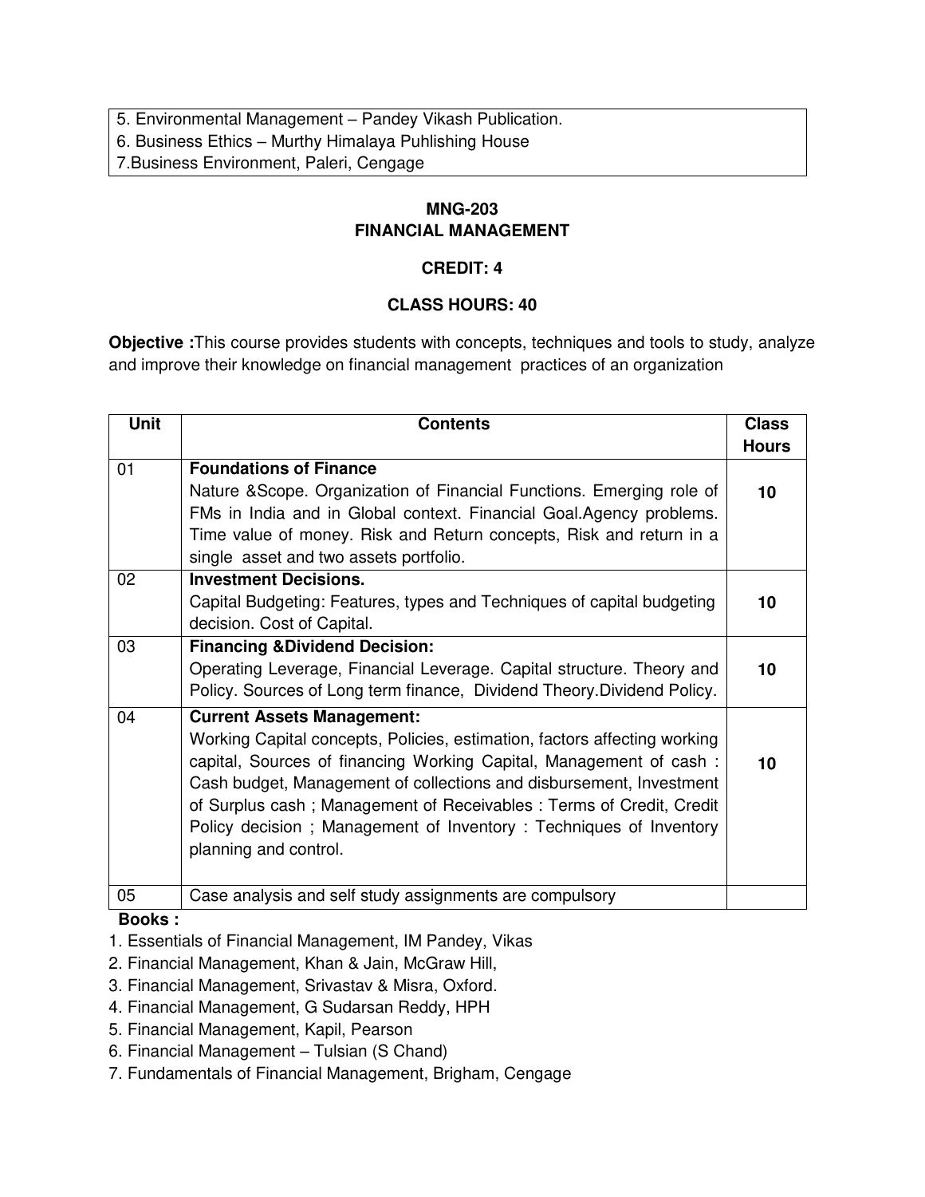5. Environmental Management – Pandey Vikash Publication.
6. Business Ethics – Murthy Himalaya Puhlishing House
7.Business Environment, Paleri, Cengage

## MNG-203
## FINANCIAL MANAGEMENT

**CREDIT: 4**

**CLASS HOURS: 40**

**Objective :**This course provides students with concepts, techniques and tools to study, analyze and improve their knowledge on financial management practices of an organization

| Unit | Contents | Class Hours |
|---|---|---|
| 01 | **Foundations of Finance**<br>Nature &Scope. Organization of Financial Functions. Emerging role of FMs in India and in Global context. Financial Goal.Agency problems. Time value of money. Risk and Return concepts, Risk and return in a single asset and two assets portfolio. | 10 |
| 02 | **Investment Decisions.**<br>Capital Budgeting: Features, types and Techniques of capital budgeting decision. Cost of Capital. | 10 |
| 03 | **Financing &Dividend Decision:**<br>Operating Leverage, Financial Leverage. Capital structure. Theory and Policy. Sources of Long term finance, Dividend Theory.Dividend Policy. | 10 |
| 04 | **Current Assets Management:**<br>Working Capital concepts, Policies, estimation, factors affecting working capital, Sources of financing Working Capital, Management of cash : Cash budget, Management of collections and disbursement, Investment of Surplus cash ; Management of Receivables : Terms of Credit, Credit Policy decision ; Management of Inventory : Techniques of Inventory planning and control. | 10 |
| 05 | Case analysis and self study assignments are compulsory | |

**Books :**

1. Essentials of Financial Management, IM Pandey, Vikas
2. Financial Management, Khan & Jain, McGraw Hill,
3. Financial Management, Srivastav & Misra, Oxford.
4. Financial Management, G Sudarsan Reddy, HPH
5. Financial Management, Kapil, Pearson
6. Financial Management – Tulsian (S Chand)
7. Fundamentals of Financial Management, Brigham, Cengage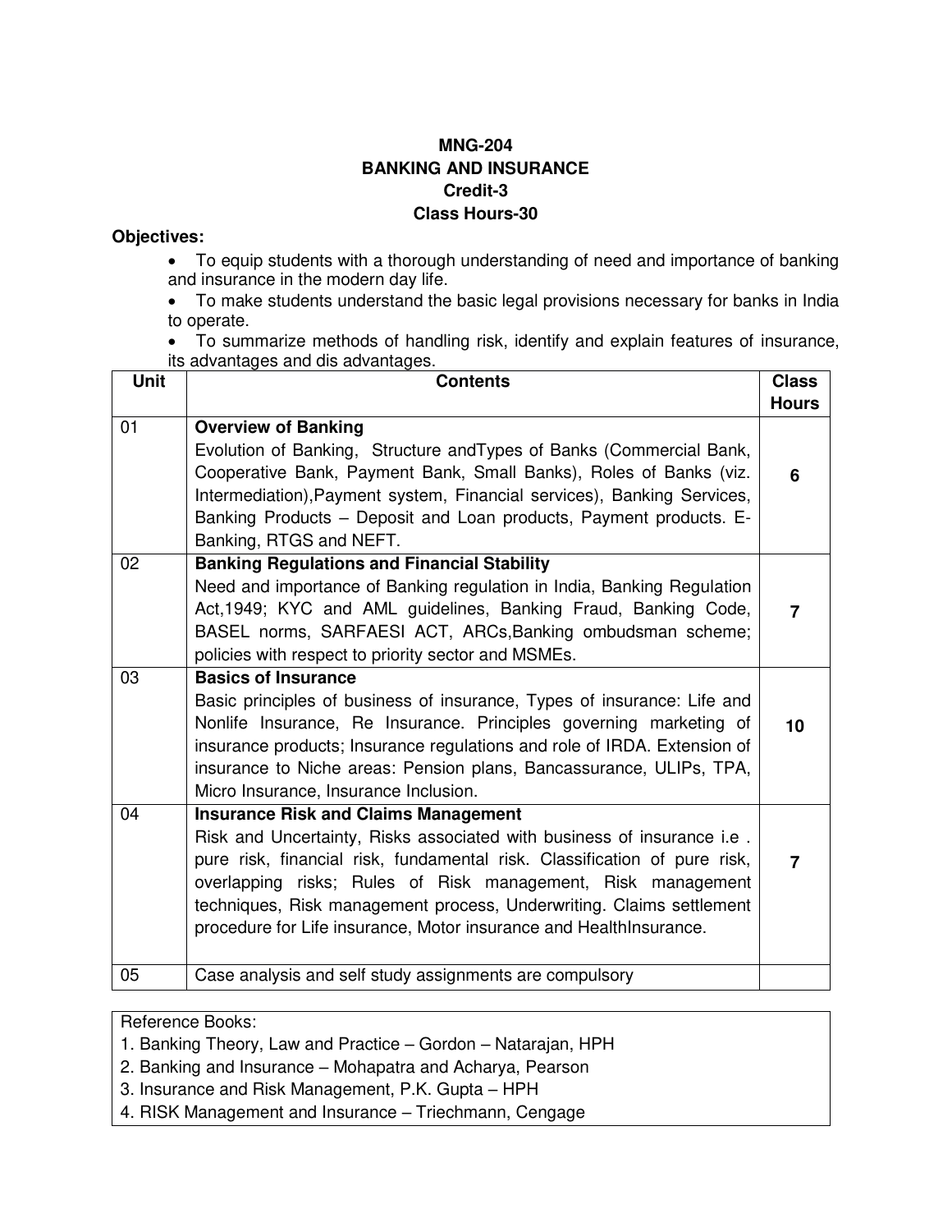**MNG-204**
**BANKING AND INSURANCE**
**Credit-3**
**Class Hours-30**

**Objectives:**

- To equip students with a thorough understanding of need and importance of banking and insurance in the modern day life.
- To make students understand the basic legal provisions necessary for banks in India to operate.
- To summarize methods of handling risk, identify and explain features of insurance, its advantages and dis advantages.

| Unit | Contents | Class Hours |
|---|---|---|
| 01 | **Overview of Banking**<br>Evolution of Banking, Structure andTypes of Banks (Commercial Bank, Cooperative Bank, Payment Bank, Small Banks), Roles of Banks (viz. Intermediation),Payment system, Financial services), Banking Services, Banking Products – Deposit and Loan products, Payment products. E-Banking, RTGS and NEFT. | **6** |
| 02 | **Banking Regulations and Financial Stability**<br>Need and importance of Banking regulation in India, Banking Regulation Act,1949; KYC and AML guidelines, Banking Fraud, Banking Code, BASEL norms, SARFAESI ACT, ARCs,Banking ombudsman scheme; policies with respect to priority sector and MSMEs. | **7** |
| 03 | **Basics of Insurance**<br>Basic principles of business of insurance, Types of insurance: Life and Nonlife Insurance, Re Insurance. Principles governing marketing of insurance products; Insurance regulations and role of IRDA. Extension of insurance to Niche areas: Pension plans, Bancassurance, ULIPs, TPA, Micro Insurance, Insurance Inclusion. | **10** |
| 04 | **Insurance Risk and Claims Management**<br>Risk and Uncertainty, Risks associated with business of insurance i.e . pure risk, financial risk, fundamental risk. Classification of pure risk, overlapping risks; Rules of Risk management, Risk management techniques, Risk management process, Underwriting. Claims settlement procedure for Life insurance, Motor insurance and HealthInsurance. | **7** |
| 05 | Case analysis and self study assignments are compulsory | |

Reference Books:
1. Banking Theory, Law and Practice – Gordon – Natarajan, HPH
2. Banking and Insurance – Mohapatra and Acharya, Pearson
3. Insurance and Risk Management, P.K. Gupta – HPH
4. RISK Management and Insurance – Triechmann, Cengage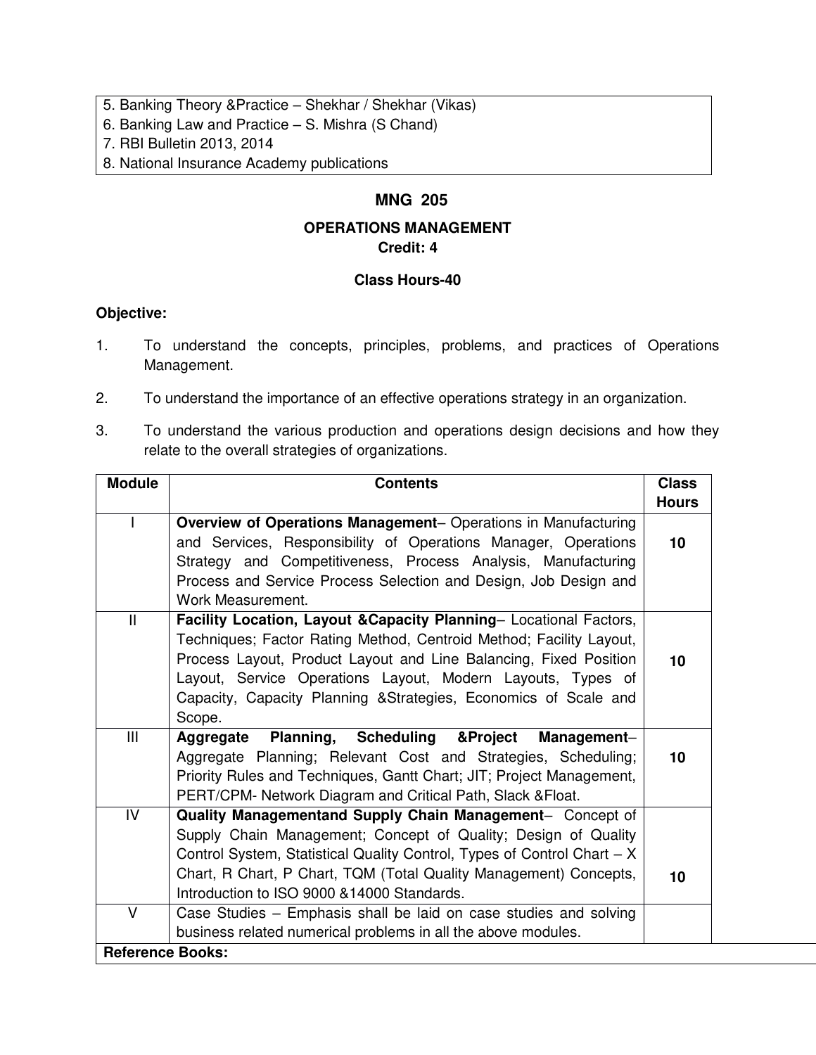5. Banking Theory &Practice – Shekhar / Shekhar (Vikas)
6. Banking Law and Practice – S. Mishra (S Chand)
7. RBI Bulletin 2013, 2014
8. National Insurance Academy publications

## MNG 205

### OPERATIONS MANAGEMENT

**Credit: 4**

**Class Hours-40**

**Objective:**

1. To understand the concepts, principles, problems, and practices of Operations Management.
2. To understand the importance of an effective operations strategy in an organization.
3. To understand the various production and operations design decisions and how they relate to the overall strategies of organizations.

| Module | Contents | Class Hours |
|---|---|---|
| I | **Overview of Operations Management**– Operations in Manufacturing and Services, Responsibility of Operations Manager, Operations Strategy and Competitiveness, Process Analysis, Manufacturing Process and Service Process Selection and Design, Job Design and Work Measurement. | 10 |
| II | **Facility Location, Layout &Capacity Planning**– Locational Factors, Techniques; Factor Rating Method, Centroid Method; Facility Layout, Process Layout, Product Layout and Line Balancing, Fixed Position Layout, Service Operations Layout, Modern Layouts, Types of Capacity, Capacity Planning &Strategies, Economics of Scale and Scope. | 10 |
| III | **Aggregate Planning, Scheduling &Project Management**– Aggregate Planning; Relevant Cost and Strategies, Scheduling; Priority Rules and Techniques, Gantt Chart; JIT; Project Management, PERT/CPM- Network Diagram and Critical Path, Slack &Float. | 10 |
| IV | **Quality Managementand Supply Chain Management**– Concept of Supply Chain Management; Concept of Quality; Design of Quality Control System, Statistical Quality Control, Types of Control Chart – X Chart, R Chart, P Chart, TQM (Total Quality Management) Concepts, Introduction to ISO 9000 &14000 Standards. | 10 |
| V | Case Studies – Emphasis shall be laid on case studies and solving business related numerical problems in all the above modules. | |

**Reference Books:**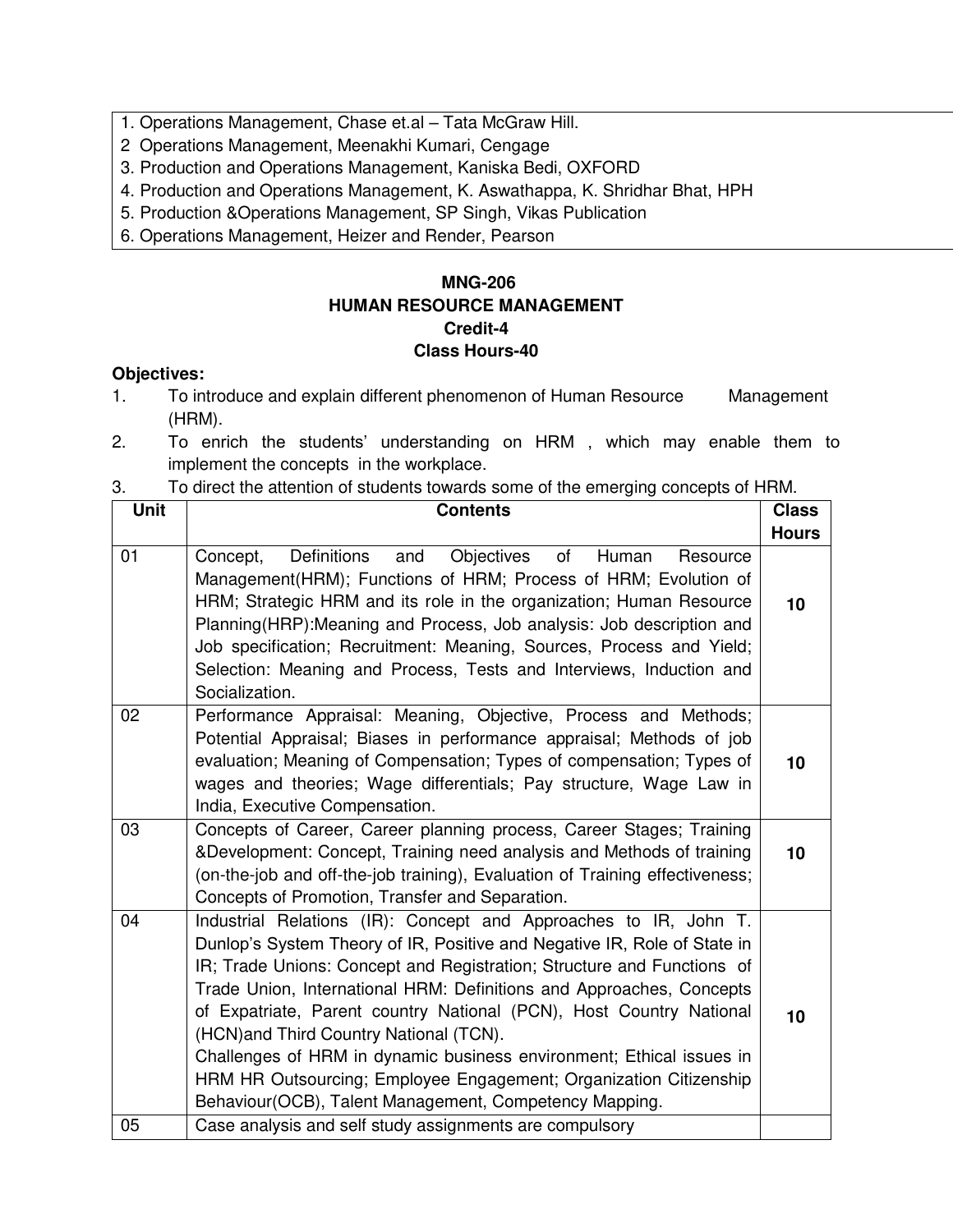1. Operations Management, Chase et.al – Tata McGraw Hill.
2. Operations Management, Meenakhi Kumari, Cengage
3. Production and Operations Management, Kaniska Bedi, OXFORD
4. Production and Operations Management, K. Aswathappa, K. Shridhar Bhat, HPH
5. Production &Operations Management, SP Singh, Vikas Publication
6. Operations Management, Heizer and Render, Pearson

**MNG-206**
**HUMAN RESOURCE MANAGEMENT**
**Credit-4**
**Class Hours-40**

**Objectives:**

1. To introduce and explain different phenomenon of Human Resource Management (HRM).
2. To enrich the students' understanding on HRM , which may enable them to implement the concepts in the workplace.
3. To direct the attention of students towards some of the emerging concepts of HRM.

| Unit | Contents | Class Hours |
|---|---|---|
| 01 | Concept, Definitions and Objectives of Human Resource Management(HRM); Functions of HRM; Process of HRM; Evolution of HRM; Strategic HRM and its role in the organization; Human Resource Planning(HRP):Meaning and Process, Job analysis: Job description and Job specification; Recruitment: Meaning, Sources, Process and Yield; Selection: Meaning and Process, Tests and Interviews, Induction and Socialization. | **10** |
| 02 | Performance Appraisal: Meaning, Objective, Process and Methods; Potential Appraisal; Biases in performance appraisal; Methods of job evaluation; Meaning of Compensation; Types of compensation; Types of wages and theories; Wage differentials; Pay structure, Wage Law in India, Executive Compensation. | **10** |
| 03 | Concepts of Career, Career planning process, Career Stages; Training &Development: Concept, Training need analysis and Methods of training (on-the-job and off-the-job training), Evaluation of Training effectiveness; Concepts of Promotion, Transfer and Separation. | **10** |
| 04 | Industrial Relations (IR): Concept and Approaches to IR, John T. Dunlop's System Theory of IR, Positive and Negative IR, Role of State in IR; Trade Unions: Concept and Registration; Structure and Functions of Trade Union, International HRM: Definitions and Approaches, Concepts of Expatriate, Parent country National (PCN), Host Country National (HCN)and Third Country National (TCN).<br>Challenges of HRM in dynamic business environment; Ethical issues in HRM HR Outsourcing; Employee Engagement; Organization Citizenship Behaviour(OCB), Talent Management, Competency Mapping. | **10** |
| 05 | Case analysis and self study assignments are compulsory | |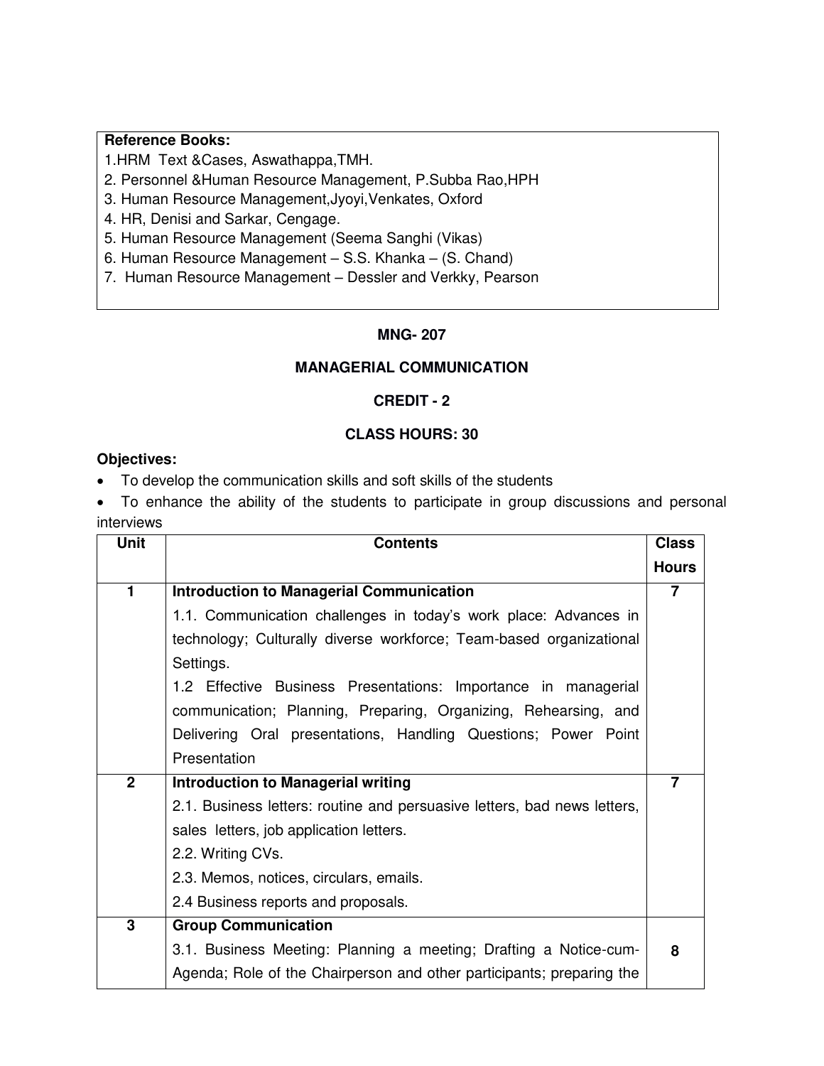**Reference Books:**

1.HRM Text &Cases, Aswathappa,TMH.
2. Personnel &Human Resource Management, P.Subba Rao,HPH
3. Human Resource Management,Jyoyi,Venkates, Oxford
4. HR, Denisi and Sarkar, Cengage.
5. Human Resource Management (Seema Sanghi (Vikas)
6. Human Resource Management – S.S. Khanka – (S. Chand)
7. Human Resource Management – Dessler and Verkky, Pearson

**MNG- 207**

**MANAGERIAL COMMUNICATION**

**CREDIT - 2**

**CLASS HOURS: 30**

**Objectives:**

- To develop the communication skills and soft skills of the students
- To enhance the ability of the students to participate in group discussions and personal interviews

| Unit | Contents | Class Hours |
|---|---|---|
| 1 | **Introduction to Managerial Communication**<br>1.1. Communication challenges in today's work place: Advances in technology; Culturally diverse workforce; Team-based organizational Settings.<br>1.2 Effective Business Presentations: Importance in managerial communication; Planning, Preparing, Organizing, Rehearsing, and Delivering Oral presentations, Handling Questions; Power Point Presentation | 7 |
| 2 | **Introduction to Managerial writing**<br>2.1. Business letters: routine and persuasive letters, bad news letters, sales letters, job application letters.<br>2.2. Writing CVs.<br>2.3. Memos, notices, circulars, emails.<br>2.4 Business reports and proposals. | 7 |
| 3 | **Group Communication**<br>3.1. Business Meeting: Planning a meeting; Drafting a Notice-cum-Agenda; Role of the Chairperson and other participants; preparing the | 8 |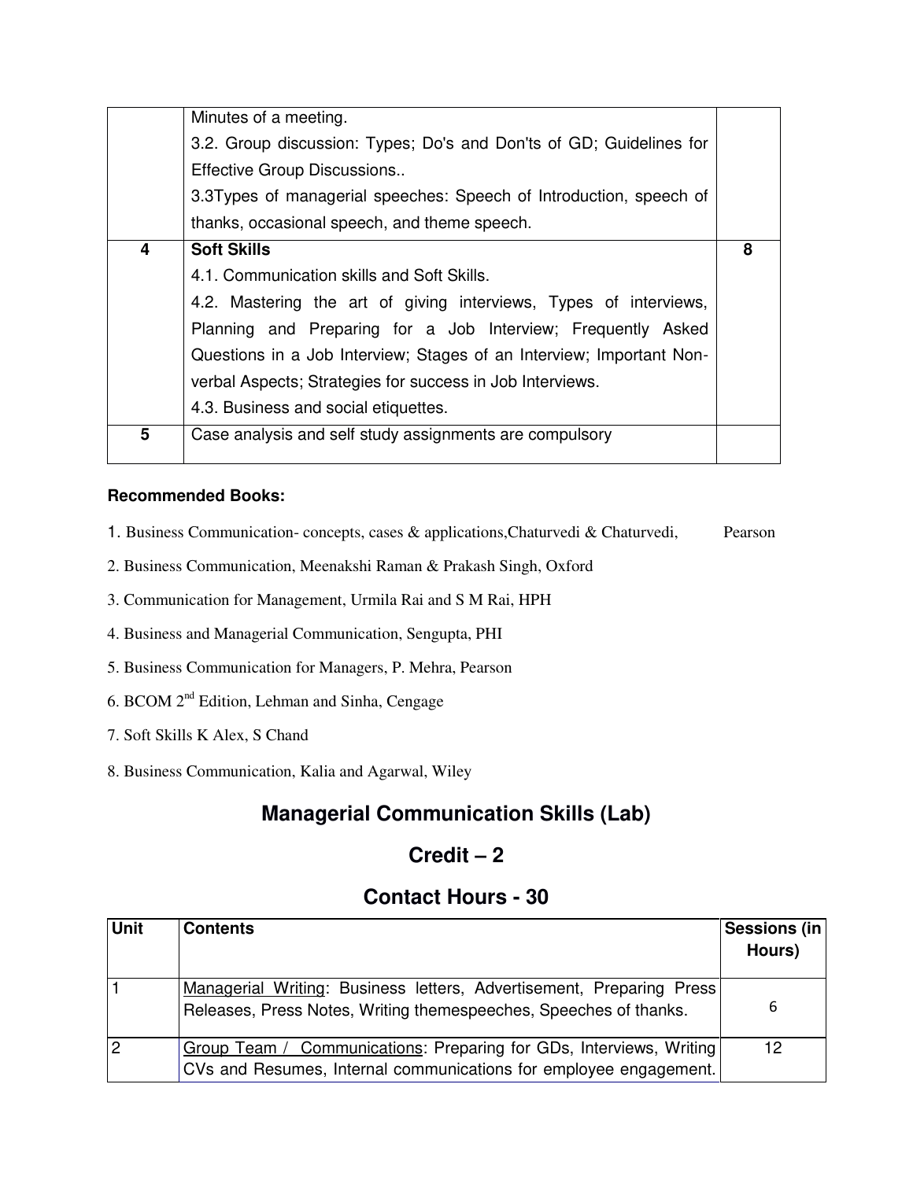| | | |
|---|---|---|
| | Minutes of a meeting.<br>3.2. Group discussion: Types; Do's and Don'ts of GD; Guidelines for Effective Group Discussions..<br>3.3Types of managerial speeches: Speech of Introduction, speech of thanks, occasional speech, and theme speech. | |
| **4** | **Soft Skills**<br>4.1. Communication skills and Soft Skills.<br>4.2. Mastering the art of giving interviews, Types of interviews, Planning and Preparing for a Job Interview; Frequently Asked Questions in a Job Interview; Stages of an Interview; Important Non-verbal Aspects; Strategies for success in Job Interviews.<br>4.3. Business and social etiquettes. | **8** |
| **5** | Case analysis and self study assignments are compulsory | |

**Recommended Books:**

1. Business Communication- concepts, cases & applications,Chaturvedi & Chaturvedi, Pearson
2. Business Communication, Meenakshi Raman & Prakash Singh, Oxford
3. Communication for Management, Urmila Rai and S M Rai, HPH
4. Business and Managerial Communication, Sengupta, PHI
5. Business Communication for Managers, P. Mehra, Pearson
6. BCOM 2nd Edition, Lehman and Sinha, Cengage
7. Soft Skills K Alex, S Chand
8. Business Communication, Kalia and Agarwal, Wiley

## Managerial Communication Skills (Lab)

## Credit – 2

## Contact Hours - 30

| Unit | Contents | Sessions (in Hours) |
|---|---|---|
| 1 | Managerial Writing: Business letters, Advertisement, Preparing Press Releases, Press Notes, Writing themespeeches, Speeches of thanks. | 6 |
| 2 | Group Team / Communications: Preparing for GDs, Interviews, Writing CVs and Resumes, Internal communications for employee engagement. | 12 |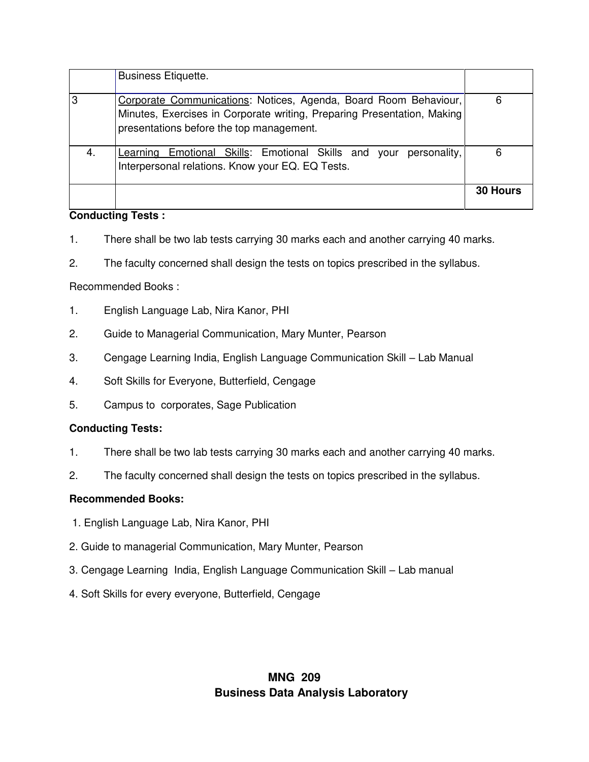| | | |
|---|---|---|
| | Business Etiquette. | |
| 3 | Corporate Communications: Notices, Agenda, Board Room Behaviour, Minutes, Exercises in Corporate writing, Preparing Presentation, Making presentations before the top management. | 6 |
| 4. | Learning Emotional Skills: Emotional Skills and your personality, Interpersonal relations. Know your EQ. EQ Tests. | 6 |
| | | **30 Hours** |

**Conducting Tests :**

1. There shall be two lab tests carrying 30 marks each and another carrying 40 marks.
2. The faculty concerned shall design the tests on topics prescribed in the syllabus.

Recommended Books :

1. English Language Lab, Nira Kanor, PHI
2. Guide to Managerial Communication, Mary Munter, Pearson
3. Cengage Learning India, English Language Communication Skill – Lab Manual
4. Soft Skills for Everyone, Butterfield, Cengage
5. Campus to corporates, Sage Publication

**Conducting Tests:**

1. There shall be two lab tests carrying 30 marks each and another carrying 40 marks.
2. The faculty concerned shall design the tests on topics prescribed in the syllabus.

**Recommended Books:**

1. English Language Lab, Nira Kanor, PHI
2. Guide to managerial Communication, Mary Munter, Pearson
3. Cengage Learning India, English Language Communication Skill – Lab manual
4. Soft Skills for every everyone, Butterfield, Cengage

## MNG 209
## Business Data Analysis Laboratory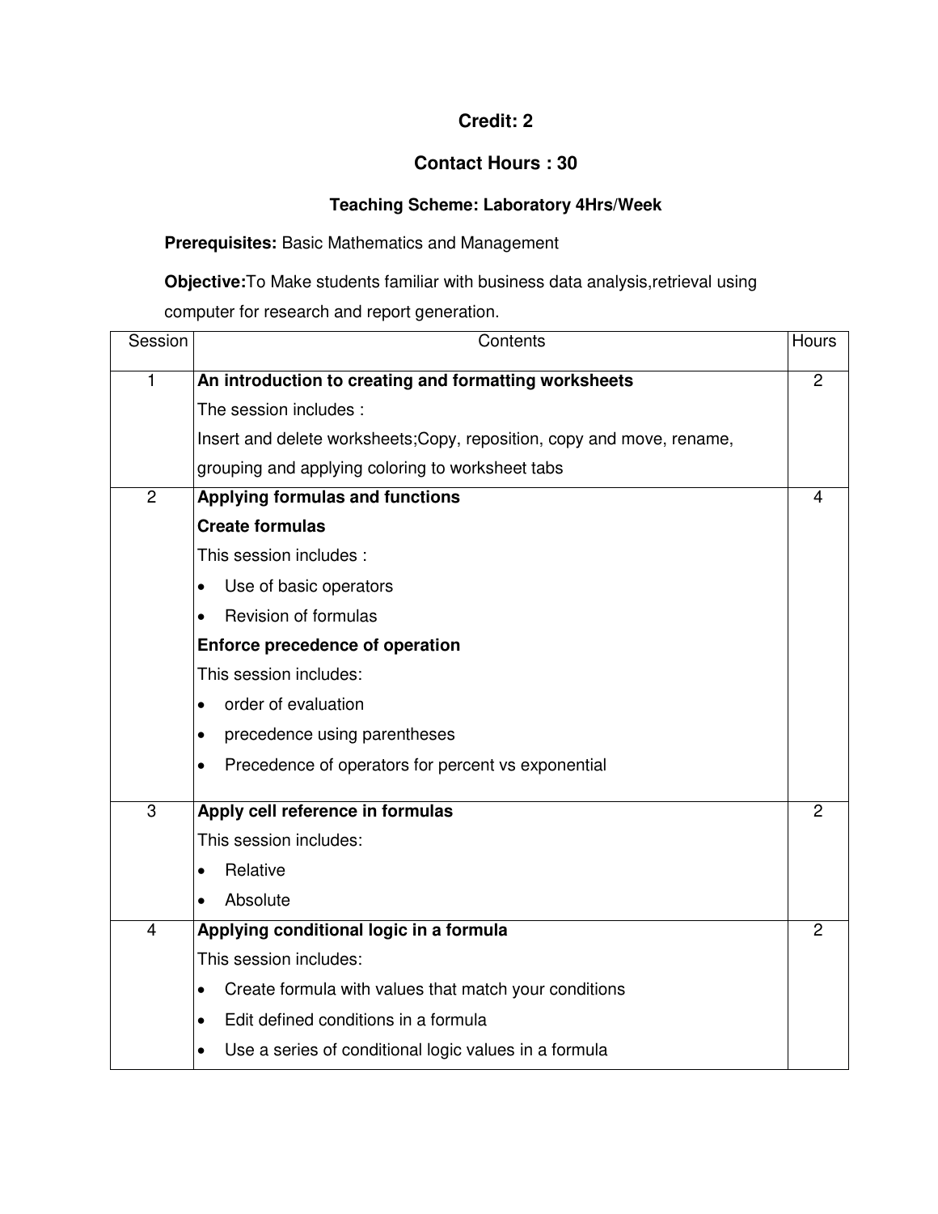**Credit: 2**

**Contact Hours : 30**

**Teaching Scheme: Laboratory 4Hrs/Week**

**Prerequisites:** Basic Mathematics and Management

**Objective:**To Make students familiar with business data analysis,retrieval using computer for research and report generation.

| Session | Contents | Hours |
|---|---|---|
| 1 | **An introduction to creating and formatting worksheets**<br>The session includes :<br>Insert and delete worksheets;Copy, reposition, copy and move, rename, grouping and applying coloring to worksheet tabs | 2 |
| 2 | **Applying formulas and functions**<br>**Create formulas**<br>This session includes :<br>• Use of basic operators<br>• Revision of formulas<br>**Enforce precedence of operation**<br>This session includes:<br>• order of evaluation<br>• precedence using parentheses<br>• Precedence of operators for percent vs exponential | 4 |
| 3 | **Apply cell reference in formulas**<br>This session includes:<br>• Relative<br>• Absolute | 2 |
| 4 | **Applying conditional logic in a formula**<br>This session includes:<br>• Create formula with values that match your conditions<br>• Edit defined conditions in a formula<br>• Use a series of conditional logic values in a formula | 2 |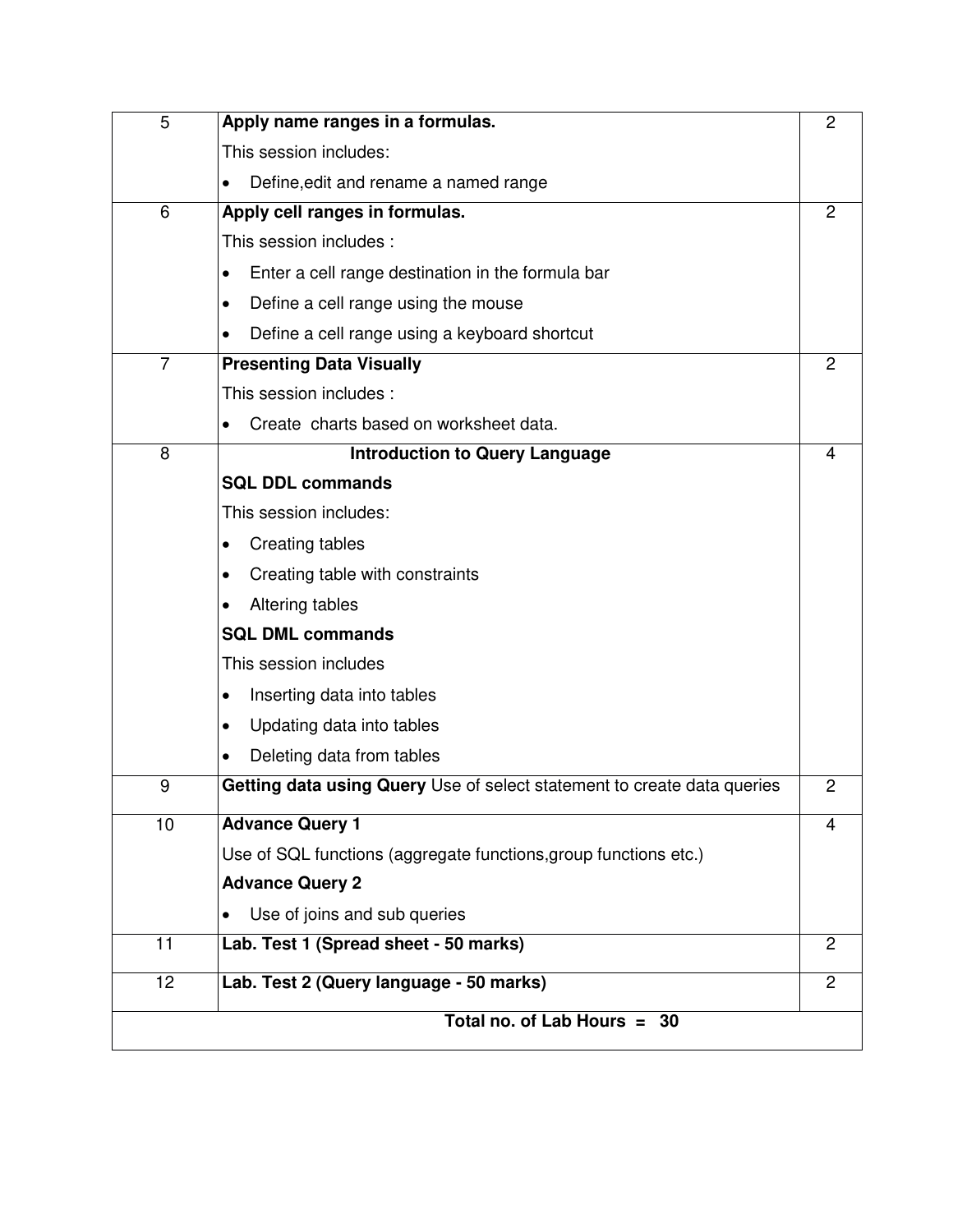| | | |
|---|---|---|
| 5 | **Apply name ranges in a formulas.**<br>This session includes:<br>• Define,edit and rename a named range | 2 |
| 6 | **Apply cell ranges in formulas.**<br>This session includes :<br>• Enter a cell range destination in the formula bar<br>• Define a cell range using the mouse<br>• Define a cell range using a keyboard shortcut | 2 |
| 7 | **Presenting Data Visually**<br>This session includes :<br>• Create charts based on worksheet data. | 2 |
| 8 | **Introduction to Query Language**<br>**SQL DDL commands**<br>This session includes:<br>• Creating tables<br>• Creating table with constraints<br>• Altering tables<br>**SQL DML commands**<br>This session includes<br>• Inserting data into tables<br>• Updating data into tables<br>• Deleting data from tables | 4 |
| 9 | **Getting data using Query** Use of select statement to create data queries | 2 |
| 10 | **Advance Query 1**<br>Use of SQL functions (aggregate functions,group functions etc.)<br>**Advance Query 2**<br>• Use of joins and sub queries | 4 |
| 11 | **Lab. Test 1 (Spread sheet - 50 marks)** | 2 |
| 12 | **Lab. Test 2 (Query language - 50 marks)** | 2 |
| **Total no. of Lab Hours = 30** | | |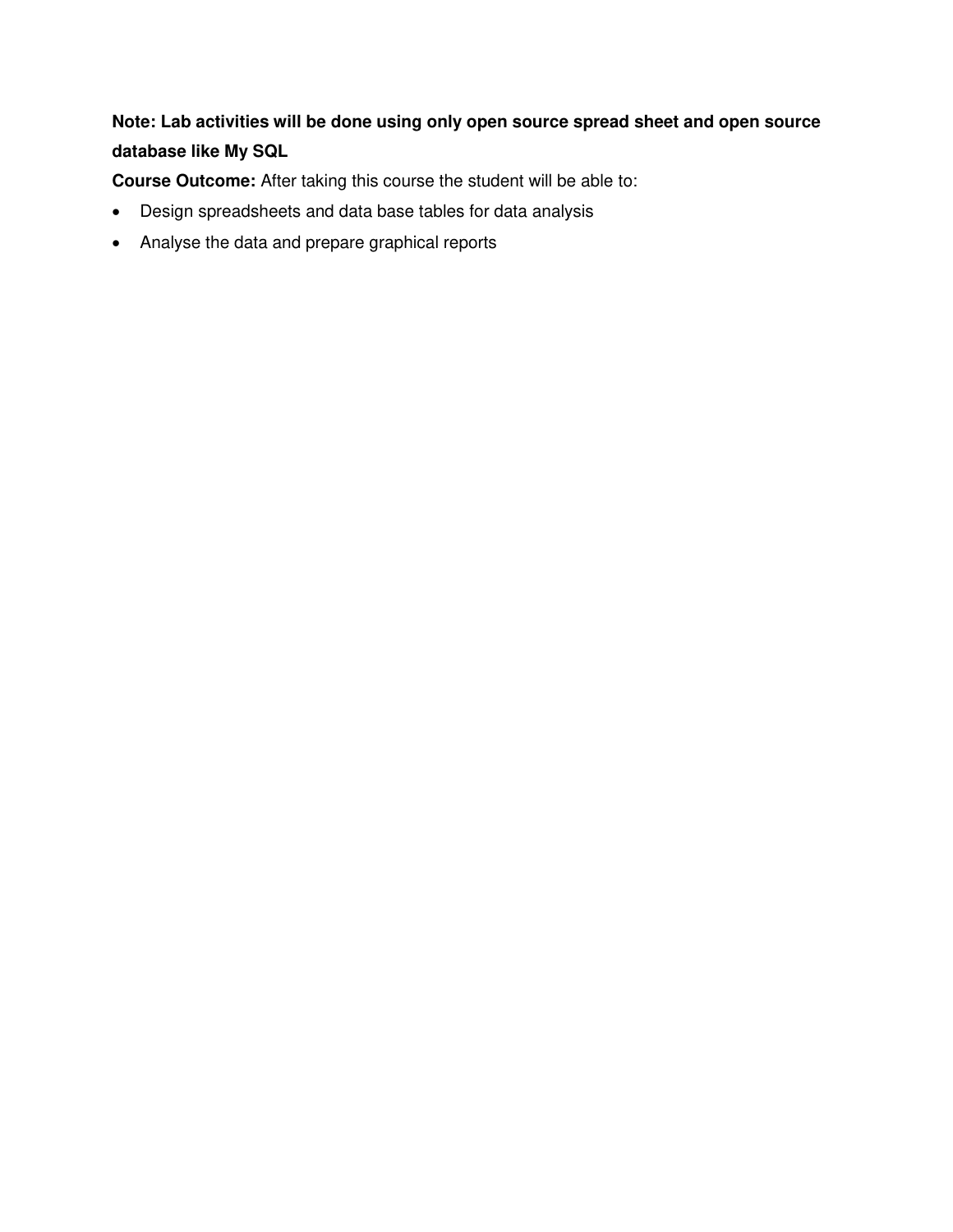**Note: Lab activities will be done using only open source spread sheet and open source database like My SQL**

**Course Outcome:** After taking this course the student will be able to:

- Design spreadsheets and data base tables for data analysis
- Analyse the data and prepare graphical reports